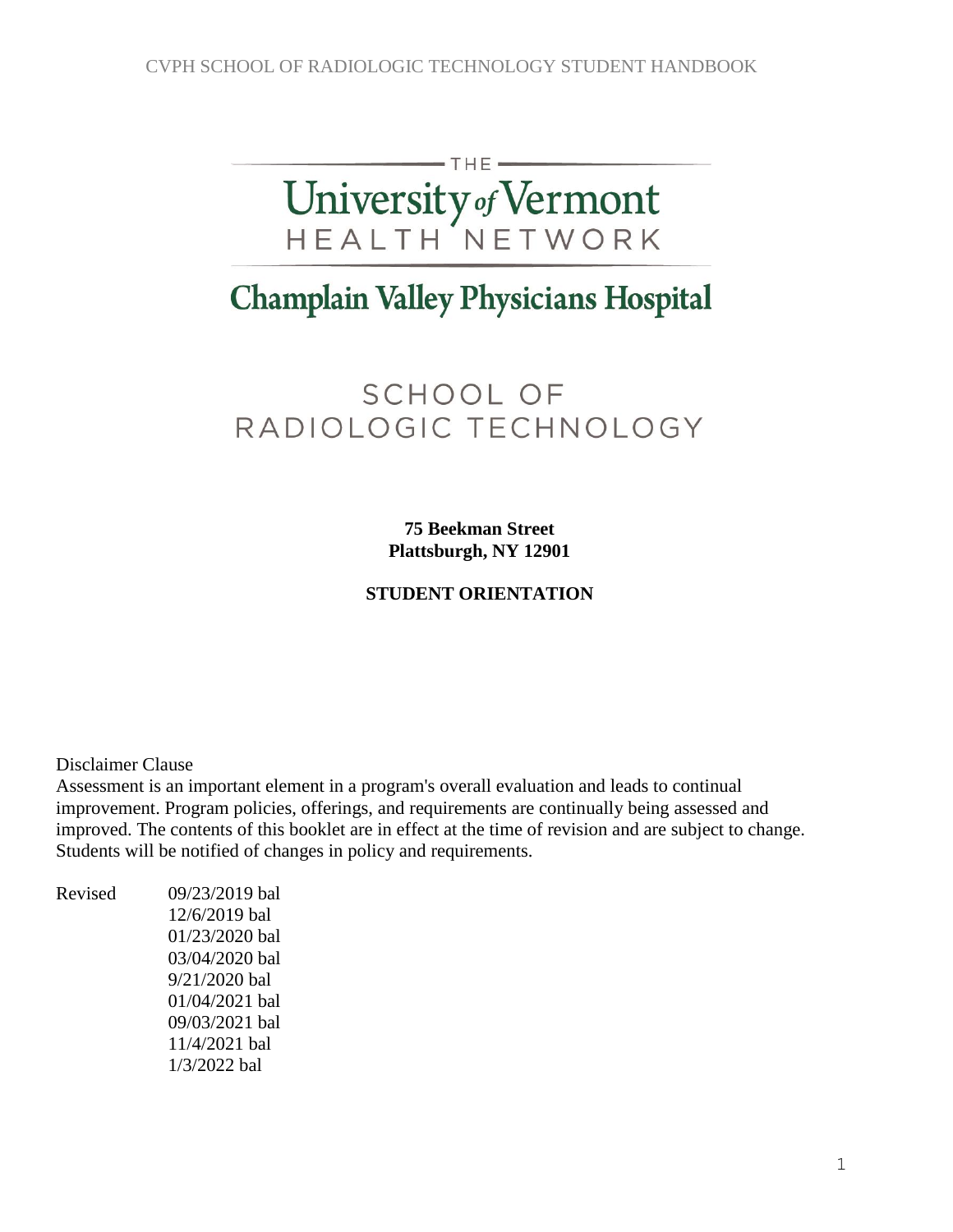THE

University of Vermont
HEALTH NETWORK

# Champlain Valley Physicians Hospital

# SCHOOL OF RADIOLOGIC TECHNOLOGY

**75 Beekman Street**
**Plattsburgh, NY 12901**

**STUDENT ORIENTATION**

Disclaimer Clause
Assessment is an important element in a program's overall evaluation and leads to continual improvement. Program policies, offerings, and requirements are continually being assessed and improved. The contents of this booklet are in effect at the time of revision and are subject to change. Students will be notified of changes in policy and requirements.

Revised 09/23/2019 bal
12/6/2019 bal
01/23/2020 bal
03/04/2020 bal
9/21/2020 bal
01/04/2021 bal
09/03/2021 bal
11/4/2021 bal
1/3/2022 bal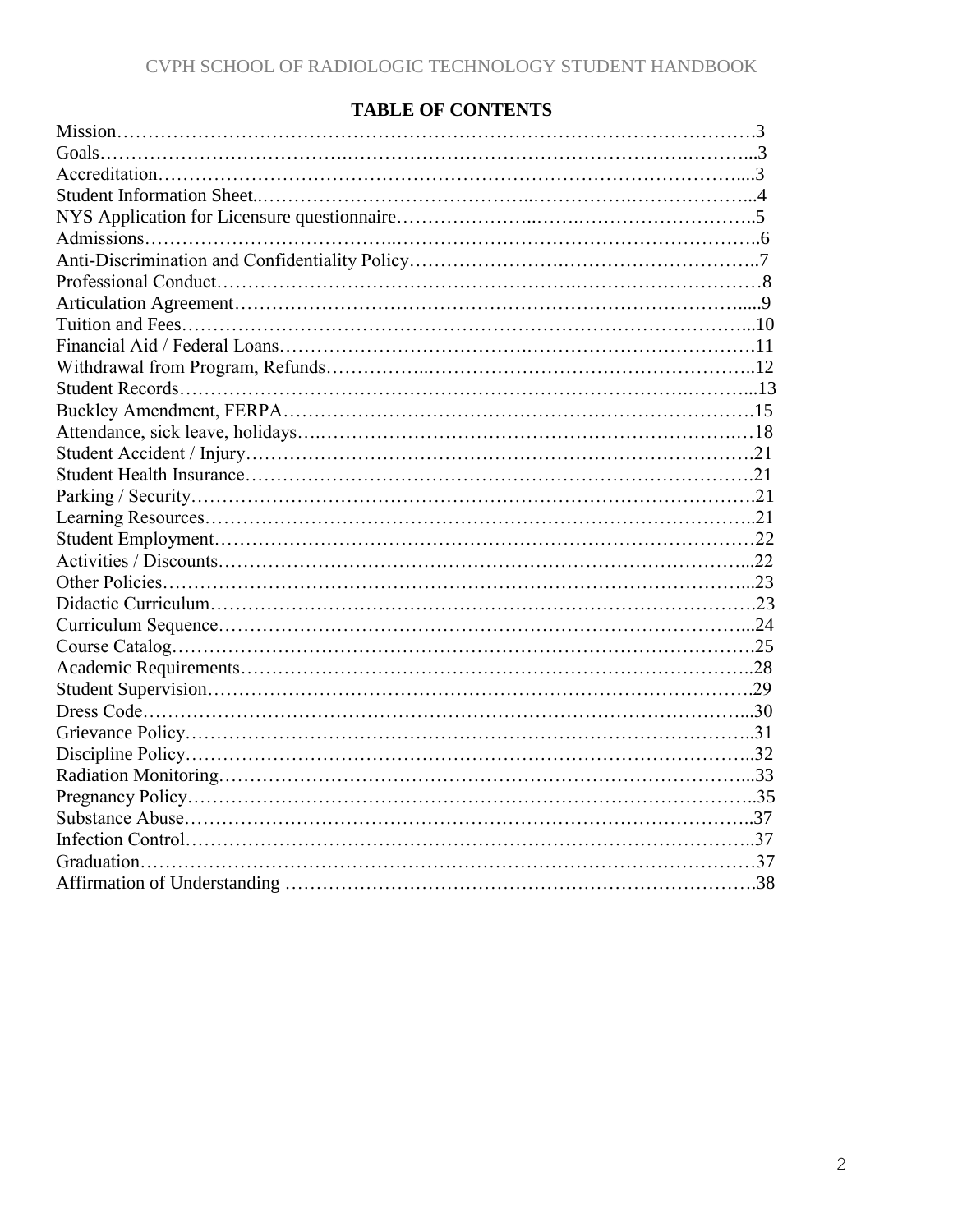## TABLE OF CONTENTS

| Section | Page |
| --- | --- |
| Mission | 3 |
| Goals | 3 |
| Accreditation | 3 |
| Student Information Sheet | 4 |
| NYS Application for Licensure questionnaire | 5 |
| Admissions | 6 |
| Anti-Discrimination and Confidentiality Policy | 7 |
| Professional Conduct | 8 |
| Articulation Agreement | 9 |
| Tuition and Fees | 10 |
| Financial Aid / Federal Loans | 11 |
| Withdrawal from Program, Refunds | 12 |
| Student Records | 13 |
| Buckley Amendment, FERPA | 15 |
| Attendance, sick leave, holidays | 18 |
| Student Accident / Injury | 21 |
| Student Health Insurance | 21 |
| Parking / Security | 21 |
| Learning Resources | 21 |
| Student Employment | 22 |
| Activities / Discounts | 22 |
| Other Policies | 23 |
| Didactic Curriculum | 23 |
| Curriculum Sequence | 24 |
| Course Catalog | 25 |
| Academic Requirements | 28 |
| Student Supervision | 29 |
| Dress Code | 30 |
| Grievance Policy | 31 |
| Discipline Policy | 32 |
| Radiation Monitoring | 33 |
| Pregnancy Policy | 35 |
| Substance Abuse | 37 |
| Infection Control | 37 |
| Graduation | 37 |
| Affirmation of Understanding | 38 |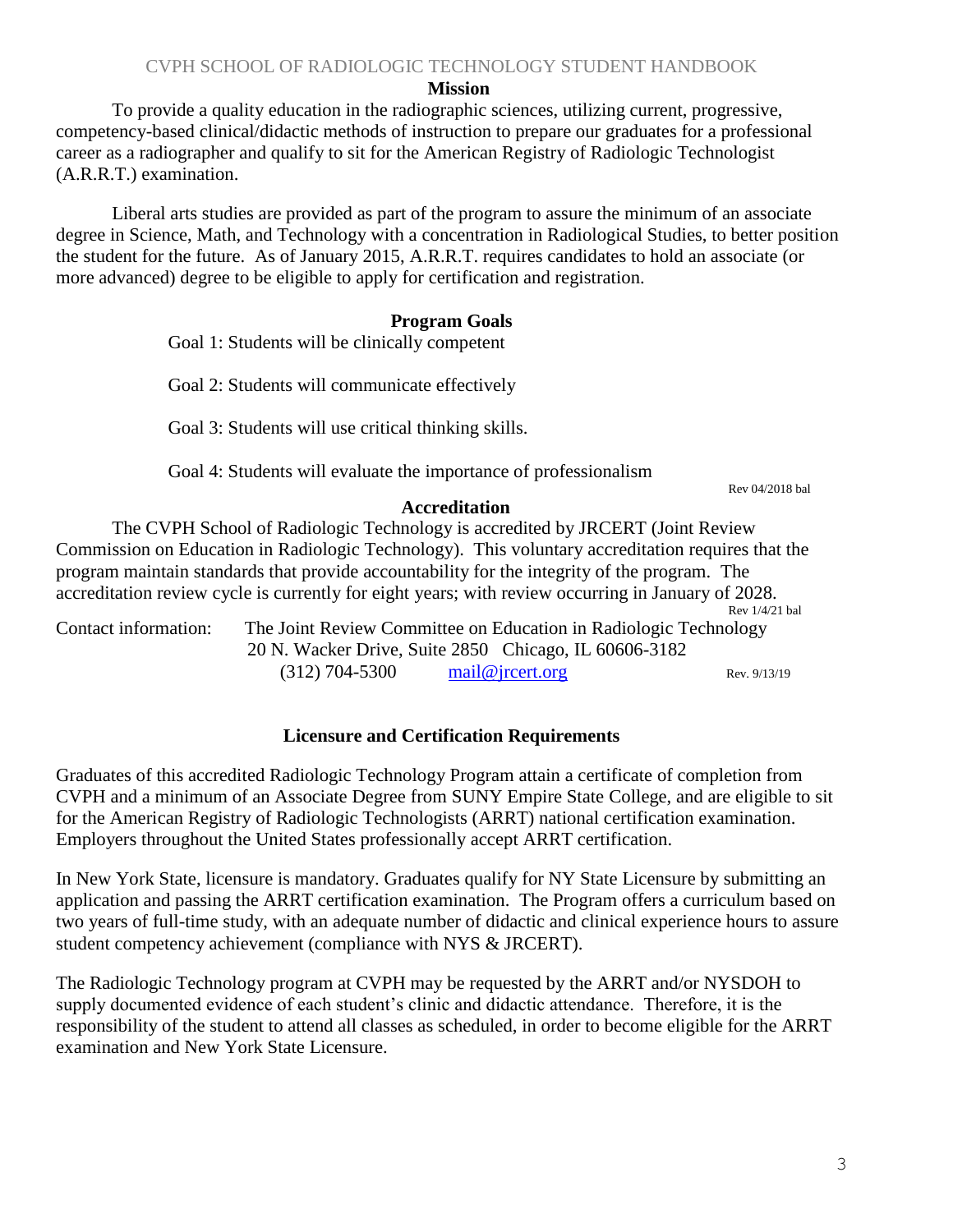## Mission

To provide a quality education in the radiographic sciences, utilizing current, progressive, competency-based clinical/didactic methods of instruction to prepare our graduates for a professional career as a radiographer and qualify to sit for the American Registry of Radiologic Technologist (A.R.R.T.) examination.

Liberal arts studies are provided as part of the program to assure the minimum of an associate degree in Science, Math, and Technology with a concentration in Radiological Studies, to better position the student for the future. As of January 2015, A.R.R.T. requires candidates to hold an associate (or more advanced) degree to be eligible to apply for certification and registration.

## Program Goals

Goal 1: Students will be clinically competent

Goal 2: Students will communicate effectively

Goal 3: Students will use critical thinking skills.

Goal 4: Students will evaluate the importance of professionalism

Rev 04/2018 bal

## Accreditation

The CVPH School of Radiologic Technology is accredited by JRCERT (Joint Review Commission on Education in Radiologic Technology). This voluntary accreditation requires that the program maintain standards that provide accountability for the integrity of the program. The accreditation review cycle is currently for eight years; with review occurring in January of 2028.

Rev 1/4/21 bal

Contact information: The Joint Review Committee on Education in Radiologic Technology
20 N. Wacker Drive, Suite 2850 Chicago, IL 60606-3182
(312) 704-5300 mail@jrcert.org

Rev. 9/13/19

## Licensure and Certification Requirements

Graduates of this accredited Radiologic Technology Program attain a certificate of completion from CVPH and a minimum of an Associate Degree from SUNY Empire State College, and are eligible to sit for the American Registry of Radiologic Technologists (ARRT) national certification examination. Employers throughout the United States professionally accept ARRT certification.

In New York State, licensure is mandatory. Graduates qualify for NY State Licensure by submitting an application and passing the ARRT certification examination. The Program offers a curriculum based on two years of full-time study, with an adequate number of didactic and clinical experience hours to assure student competency achievement (compliance with NYS & JRCERT).

The Radiologic Technology program at CVPH may be requested by the ARRT and/or NYSDOH to supply documented evidence of each student's clinic and didactic attendance. Therefore, it is the responsibility of the student to attend all classes as scheduled, in order to become eligible for the ARRT examination and New York State Licensure.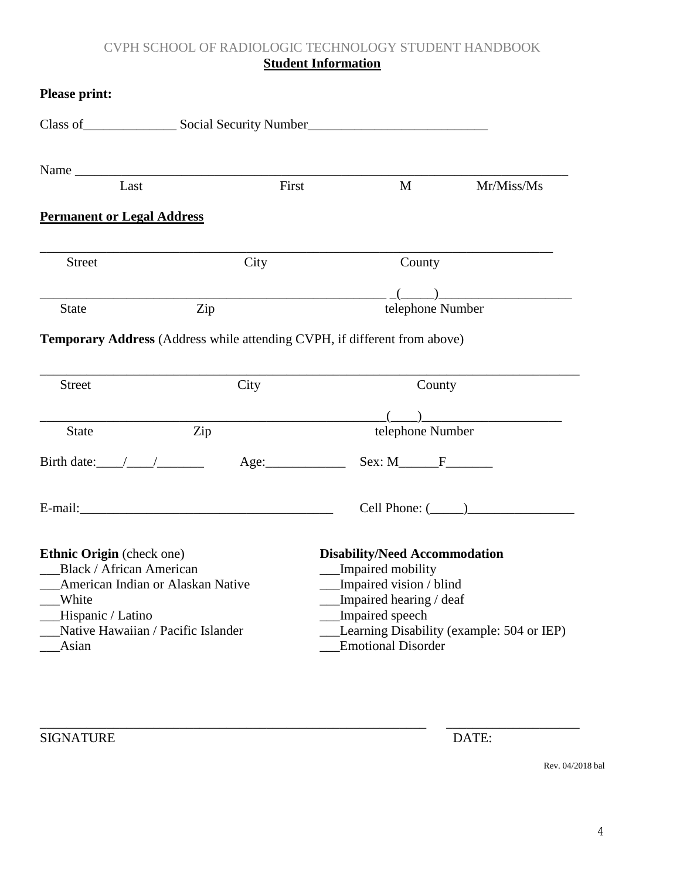CVPH SCHOOL OF RADIOLOGIC TECHNOLOGY STUDENT HANDBOOK

## Student Information

**Please print:**

Class of______________ Social Security Number___________________________

Name ___________________________________________________________________________

Last First M Mr/Miss/Ms

**Permanent or Legal Address**

___________________________________________________________________________

Street City County

_____________________________________________________ _(_____)____________________

State Zip telephone Number

**Temporary Address** (Address while attending CVPH, if different from above)

_______________________________________________________________________________

Street City County

_____________________________________________________(____)_____________________

State Zip telephone Number

Birth date:____/____/_______ Age:____________ Sex: M______F_______

E-mail:_____________________________________ Cell Phone: (_____)________________

**Ethnic Origin** (check one)

___Black / African American
___American Indian or Alaskan Native
___White
___Hispanic / Latino
___Native Hawaiian / Pacific Islander
___Asian

**Disability/Need Accommodation**

___Impaired mobility
___Impaired vision / blind
___Impaired hearing / deaf
___Impaired speech
___Learning Disability (example: 504 or IEP)
___Emotional Disorder

____________________________________________________________ ____________________

SIGNATURE DATE:

Rev. 04/2018 bal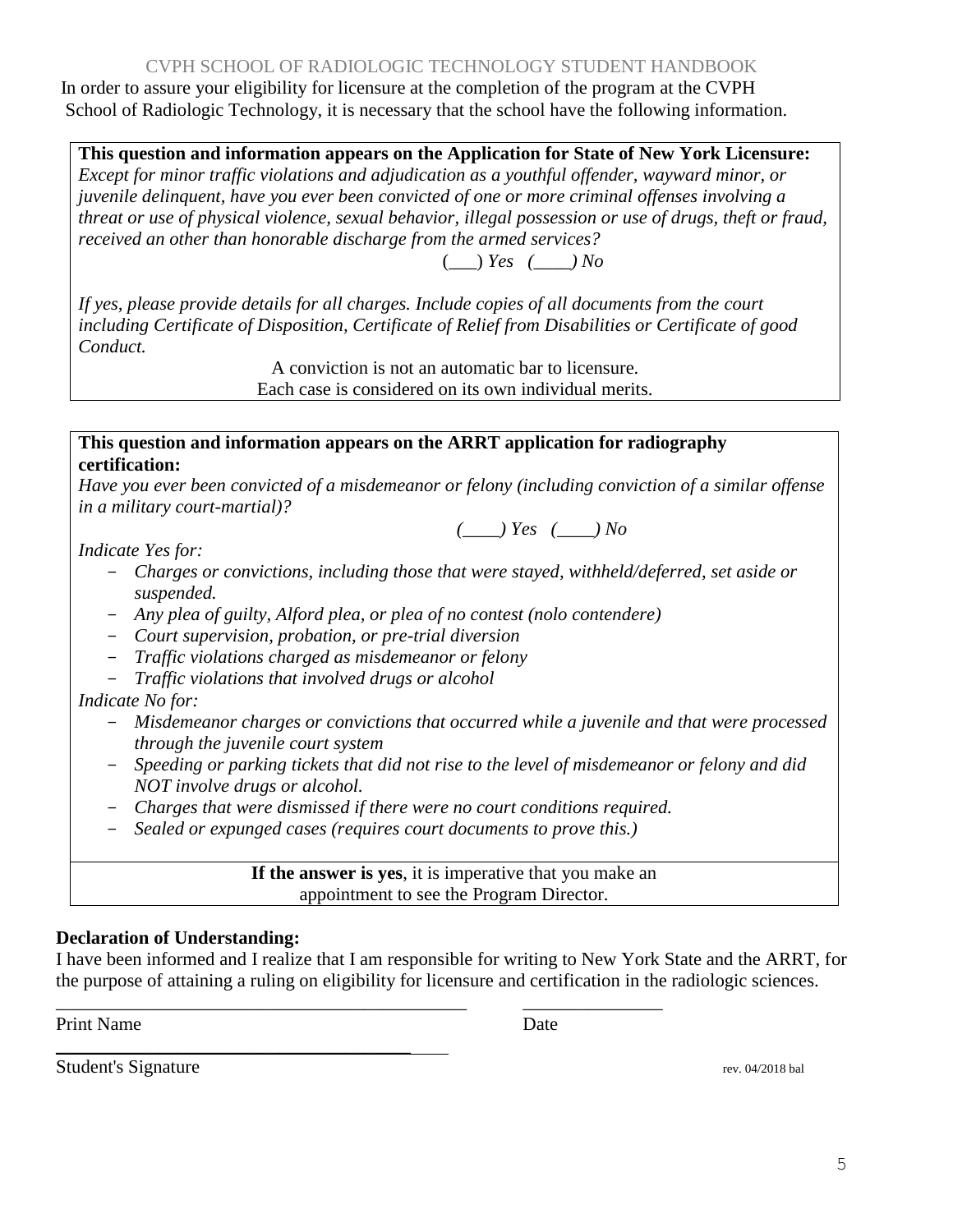In order to assure your eligibility for licensure at the completion of the program at the CVPH School of Radiologic Technology, it is necessary that the school have the following information.

**This question and information appears on the Application for State of New York Licensure:**

*Except for minor traffic violations and adjudication as a youthful offender, wayward minor, or juvenile delinquent, have you ever been convicted of one or more criminal offenses involving a threat or use of physical violence, sexual behavior, illegal possession or use of drugs, theft or fraud, received an other than honorable discharge from the armed services?*

(___) *Yes* (____) *No*

*If yes, please provide details for all charges. Include copies of all documents from the court including Certificate of Disposition, Certificate of Relief from Disabilities or Certificate of good Conduct.*

A conviction is not an automatic bar to licensure.
Each case is considered on its own individual merits.

**This question and information appears on the ARRT application for radiography certification:**

*Have you ever been convicted of a misdemeanor or felony (including conviction of a similar offense in a military court-martial)?*

*(____) Yes (____) No*

*Indicate Yes for:*

- *Charges or convictions, including those that were stayed, withheld/deferred, set aside or suspended.*
- *Any plea of guilty, Alford plea, or plea of no contest (nolo contendere)*
- *Court supervision, probation, or pre-trial diversion*
- *Traffic violations charged as misdemeanor or felony*
- *Traffic violations that involved drugs or alcohol*

*Indicate No for:*

- *Misdemeanor charges or convictions that occurred while a juvenile and that were processed through the juvenile court system*
- *Speeding or parking tickets that did not rise to the level of misdemeanor or felony and did NOT involve drugs or alcohol.*
- *Charges that were dismissed if there were no court conditions required.*
- *Sealed or expunged cases (requires court documents to prove this.)*

**If the answer is yes**, it is imperative that you make an appointment to see the Program Director.

**Declaration of Understanding:**

I have been informed and I realize that I am responsible for writing to New York State and the ARRT, for the purpose of attaining a ruling on eligibility for licensure and certification in the radiologic sciences.

_____________________________________________ _______________

Print Name Date

_____________________________________________

Student's Signature

rev. 04/2018 bal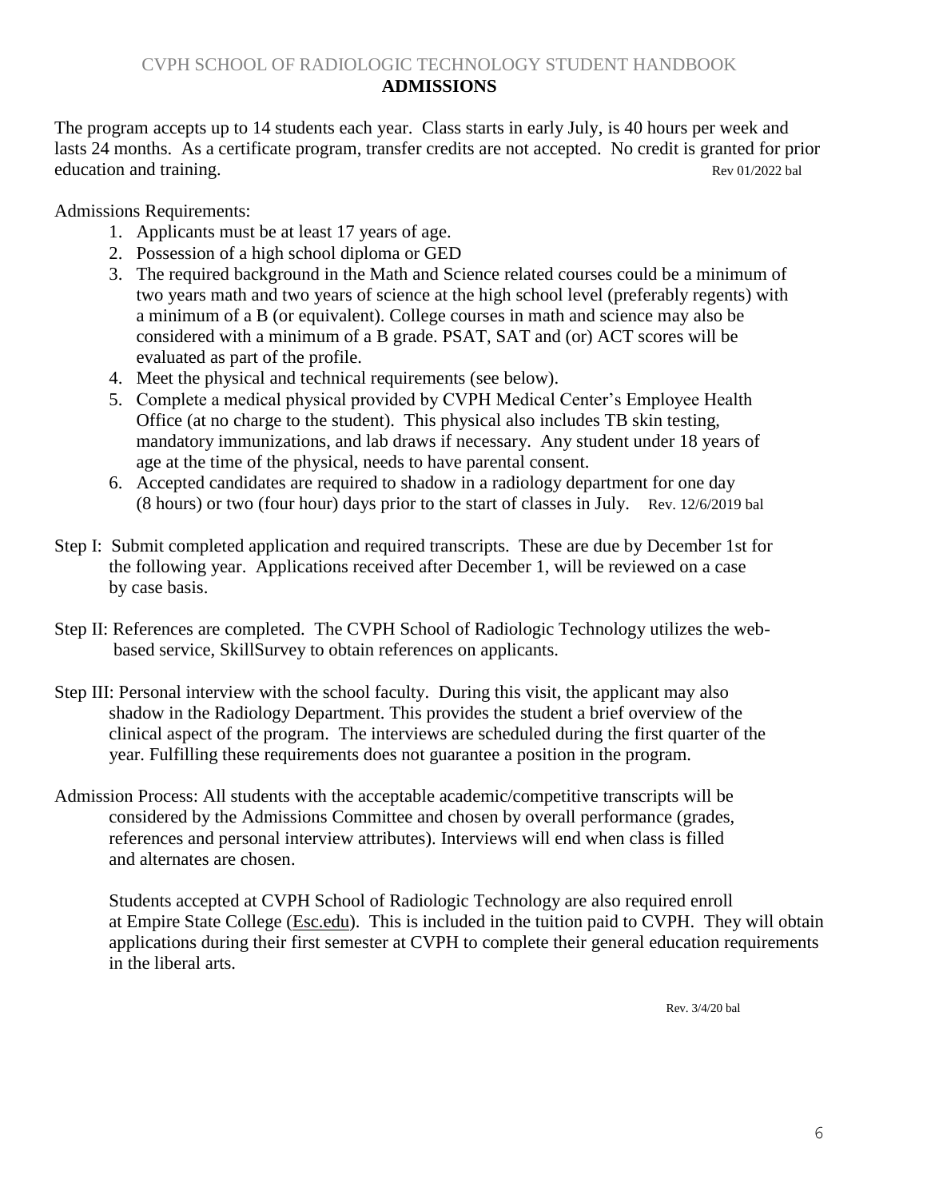## ADMISSIONS

The program accepts up to 14 students each year. Class starts in early July, is 40 hours per week and lasts 24 months. As a certificate program, transfer credits are not accepted. No credit is granted for prior education and training. Rev 01/2022 bal

Admissions Requirements:

1. Applicants must be at least 17 years of age.
2. Possession of a high school diploma or GED
3. The required background in the Math and Science related courses could be a minimum of two years math and two years of science at the high school level (preferably regents) with a minimum of a B (or equivalent). College courses in math and science may also be considered with a minimum of a B grade. PSAT, SAT and (or) ACT scores will be evaluated as part of the profile.
4. Meet the physical and technical requirements (see below).
5. Complete a medical physical provided by CVPH Medical Center's Employee Health Office (at no charge to the student). This physical also includes TB skin testing, mandatory immunizations, and lab draws if necessary. Any student under 18 years of age at the time of the physical, needs to have parental consent.
6. Accepted candidates are required to shadow in a radiology department for one day (8 hours) or two (four hour) days prior to the start of classes in July. Rev. 12/6/2019 bal

Step I: Submit completed application and required transcripts. These are due by December 1st for the following year. Applications received after December 1, will be reviewed on a case by case basis.

Step II: References are completed. The CVPH School of Radiologic Technology utilizes the web-based service, SkillSurvey to obtain references on applicants.

Step III: Personal interview with the school faculty. During this visit, the applicant may also shadow in the Radiology Department. This provides the student a brief overview of the clinical aspect of the program. The interviews are scheduled during the first quarter of the year. Fulfilling these requirements does not guarantee a position in the program.

Admission Process: All students with the acceptable academic/competitive transcripts will be considered by the Admissions Committee and chosen by overall performance (grades, references and personal interview attributes). Interviews will end when class is filled and alternates are chosen.

Students accepted at CVPH School of Radiologic Technology are also required enroll at Empire State College (Esc.edu). This is included in the tuition paid to CVPH. They will obtain applications during their first semester at CVPH to complete their general education requirements in the liberal arts.

Rev. 3/4/20 bal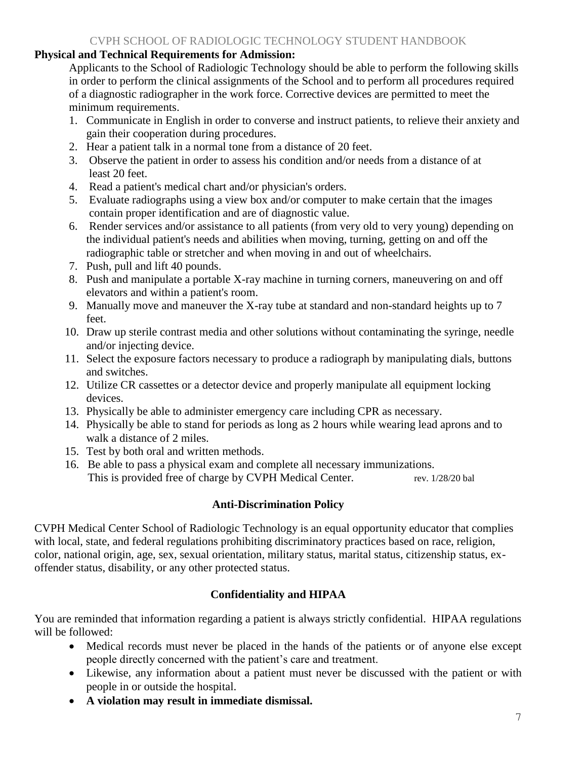**Physical and Technical Requirements for Admission:**

Applicants to the School of Radiologic Technology should be able to perform the following skills in order to perform the clinical assignments of the School and to perform all procedures required of a diagnostic radiographer in the work force. Corrective devices are permitted to meet the minimum requirements.

1. Communicate in English in order to converse and instruct patients, to relieve their anxiety and gain their cooperation during procedures.
2. Hear a patient talk in a normal tone from a distance of 20 feet.
3. Observe the patient in order to assess his condition and/or needs from a distance of at least 20 feet.
4. Read a patient's medical chart and/or physician's orders.
5. Evaluate radiographs using a view box and/or computer to make certain that the images contain proper identification and are of diagnostic value.
6. Render services and/or assistance to all patients (from very old to very young) depending on the individual patient's needs and abilities when moving, turning, getting on and off the radiographic table or stretcher and when moving in and out of wheelchairs.
7. Push, pull and lift 40 pounds.
8. Push and manipulate a portable X-ray machine in turning corners, maneuvering on and off elevators and within a patient's room.
9. Manually move and maneuver the X-ray tube at standard and non-standard heights up to 7 feet.
10. Draw up sterile contrast media and other solutions without contaminating the syringe, needle and/or injecting device.
11. Select the exposure factors necessary to produce a radiograph by manipulating dials, buttons and switches.
12. Utilize CR cassettes or a detector device and properly manipulate all equipment locking devices.
13. Physically be able to administer emergency care including CPR as necessary.
14. Physically be able to stand for periods as long as 2 hours while wearing lead aprons and to walk a distance of 2 miles.
15. Test by both oral and written methods.
16. Be able to pass a physical exam and complete all necessary immunizations. This is provided free of charge by CVPH Medical Center. rev. 1/28/20 bal

## Anti-Discrimination Policy

CVPH Medical Center School of Radiologic Technology is an equal opportunity educator that complies with local, state, and federal regulations prohibiting discriminatory practices based on race, religion, color, national origin, age, sex, sexual orientation, military status, marital status, citizenship status, ex-offender status, disability, or any other protected status.

## Confidentiality and HIPAA

You are reminded that information regarding a patient is always strictly confidential. HIPAA regulations will be followed:

- Medical records must never be placed in the hands of the patients or of anyone else except people directly concerned with the patient's care and treatment.
- Likewise, any information about a patient must never be discussed with the patient or with people in or outside the hospital.
- **A violation may result in immediate dismissal.**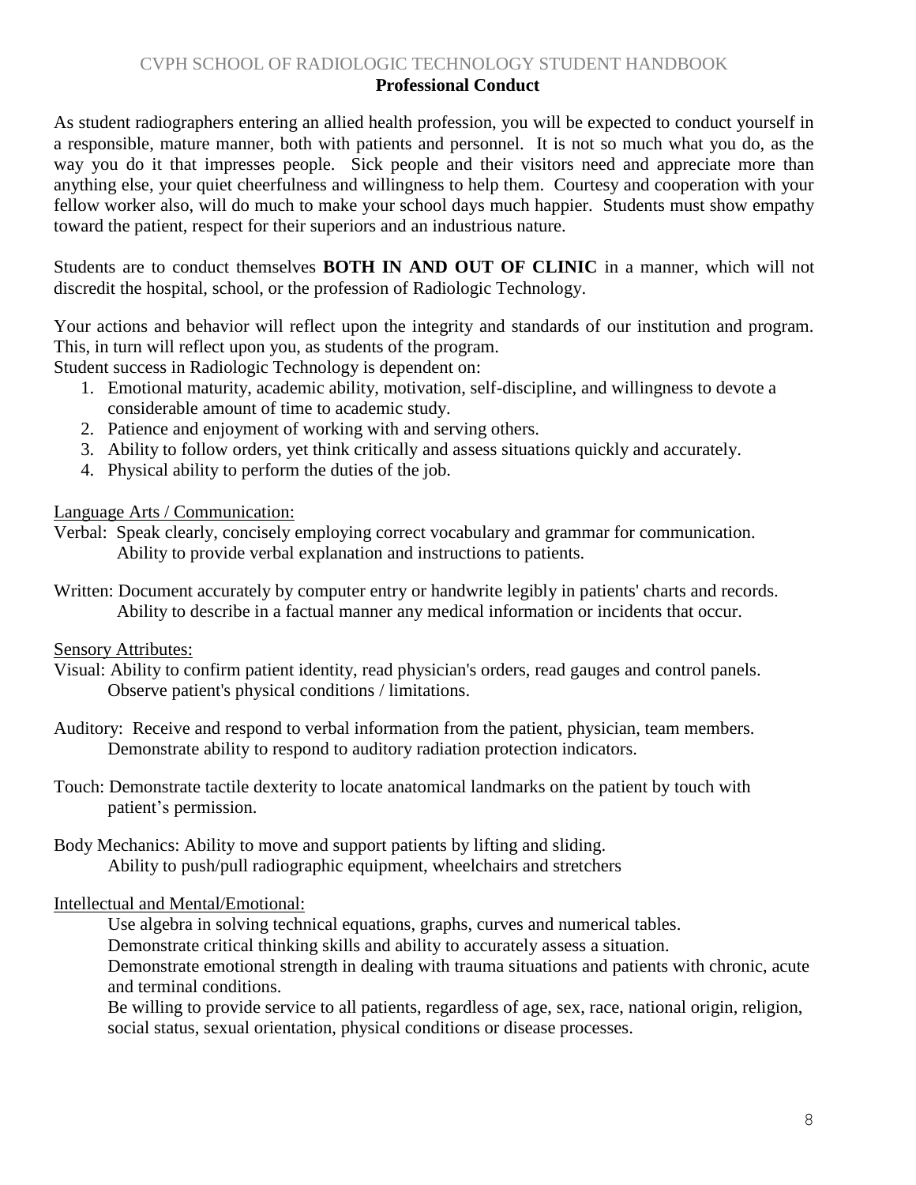## Professional Conduct

As student radiographers entering an allied health profession, you will be expected to conduct yourself in a responsible, mature manner, both with patients and personnel. It is not so much what you do, as the way you do it that impresses people. Sick people and their visitors need and appreciate more than anything else, your quiet cheerfulness and willingness to help them. Courtesy and cooperation with your fellow worker also, will do much to make your school days much happier. Students must show empathy toward the patient, respect for their superiors and an industrious nature.

Students are to conduct themselves **BOTH IN AND OUT OF CLINIC** in a manner, which will not discredit the hospital, school, or the profession of Radiologic Technology.

Your actions and behavior will reflect upon the integrity and standards of our institution and program. This, in turn will reflect upon you, as students of the program.

Student success in Radiologic Technology is dependent on:

1. Emotional maturity, academic ability, motivation, self-discipline, and willingness to devote a considerable amount of time to academic study.
2. Patience and enjoyment of working with and serving others.
3. Ability to follow orders, yet think critically and assess situations quickly and accurately.
4. Physical ability to perform the duties of the job.

Language Arts / Communication:

Verbal: Speak clearly, concisely employing correct vocabulary and grammar for communication.
Ability to provide verbal explanation and instructions to patients.

Written: Document accurately by computer entry or handwrite legibly in patients' charts and records.
Ability to describe in a factual manner any medical information or incidents that occur.

Sensory Attributes:

Visual: Ability to confirm patient identity, read physician's orders, read gauges and control panels.
Observe patient's physical conditions / limitations.

Auditory: Receive and respond to verbal information from the patient, physician, team members.
Demonstrate ability to respond to auditory radiation protection indicators.

Touch: Demonstrate tactile dexterity to locate anatomical landmarks on the patient by touch with patient's permission.

Body Mechanics: Ability to move and support patients by lifting and sliding.
Ability to push/pull radiographic equipment, wheelchairs and stretchers

Intellectual and Mental/Emotional:

Use algebra in solving technical equations, graphs, curves and numerical tables.

Demonstrate critical thinking skills and ability to accurately assess a situation.

Demonstrate emotional strength in dealing with trauma situations and patients with chronic, acute and terminal conditions.

Be willing to provide service to all patients, regardless of age, sex, race, national origin, religion, social status, sexual orientation, physical conditions or disease processes.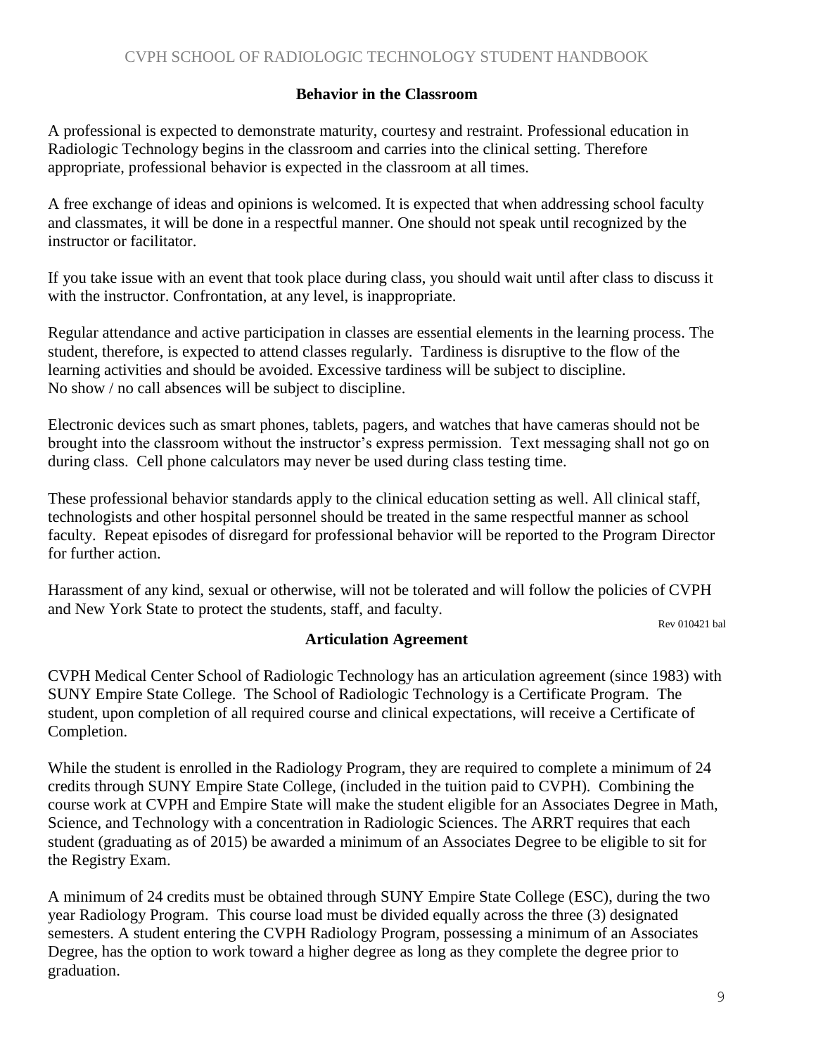## Behavior in the Classroom

A professional is expected to demonstrate maturity, courtesy and restraint. Professional education in Radiologic Technology begins in the classroom and carries into the clinical setting. Therefore appropriate, professional behavior is expected in the classroom at all times.

A free exchange of ideas and opinions is welcomed. It is expected that when addressing school faculty and classmates, it will be done in a respectful manner. One should not speak until recognized by the instructor or facilitator.

If you take issue with an event that took place during class, you should wait until after class to discuss it with the instructor. Confrontation, at any level, is inappropriate.

Regular attendance and active participation in classes are essential elements in the learning process. The student, therefore, is expected to attend classes regularly. Tardiness is disruptive to the flow of the learning activities and should be avoided. Excessive tardiness will be subject to discipline.
No show / no call absences will be subject to discipline.

Electronic devices such as smart phones, tablets, pagers, and watches that have cameras should not be brought into the classroom without the instructor's express permission. Text messaging shall not go on during class. Cell phone calculators may never be used during class testing time.

These professional behavior standards apply to the clinical education setting as well. All clinical staff, technologists and other hospital personnel should be treated in the same respectful manner as school faculty. Repeat episodes of disregard for professional behavior will be reported to the Program Director for further action.

Harassment of any kind, sexual or otherwise, will not be tolerated and will follow the policies of CVPH and New York State to protect the students, staff, and faculty.

Rev 010421 bal

## Articulation Agreement

CVPH Medical Center School of Radiologic Technology has an articulation agreement (since 1983) with SUNY Empire State College. The School of Radiologic Technology is a Certificate Program. The student, upon completion of all required course and clinical expectations, will receive a Certificate of Completion.

While the student is enrolled in the Radiology Program, they are required to complete a minimum of 24 credits through SUNY Empire State College, (included in the tuition paid to CVPH). Combining the course work at CVPH and Empire State will make the student eligible for an Associates Degree in Math, Science, and Technology with a concentration in Radiologic Sciences. The ARRT requires that each student (graduating as of 2015) be awarded a minimum of an Associates Degree to be eligible to sit for the Registry Exam.

A minimum of 24 credits must be obtained through SUNY Empire State College (ESC), during the two year Radiology Program. This course load must be divided equally across the three (3) designated semesters. A student entering the CVPH Radiology Program, possessing a minimum of an Associates Degree, has the option to work toward a higher degree as long as they complete the degree prior to graduation.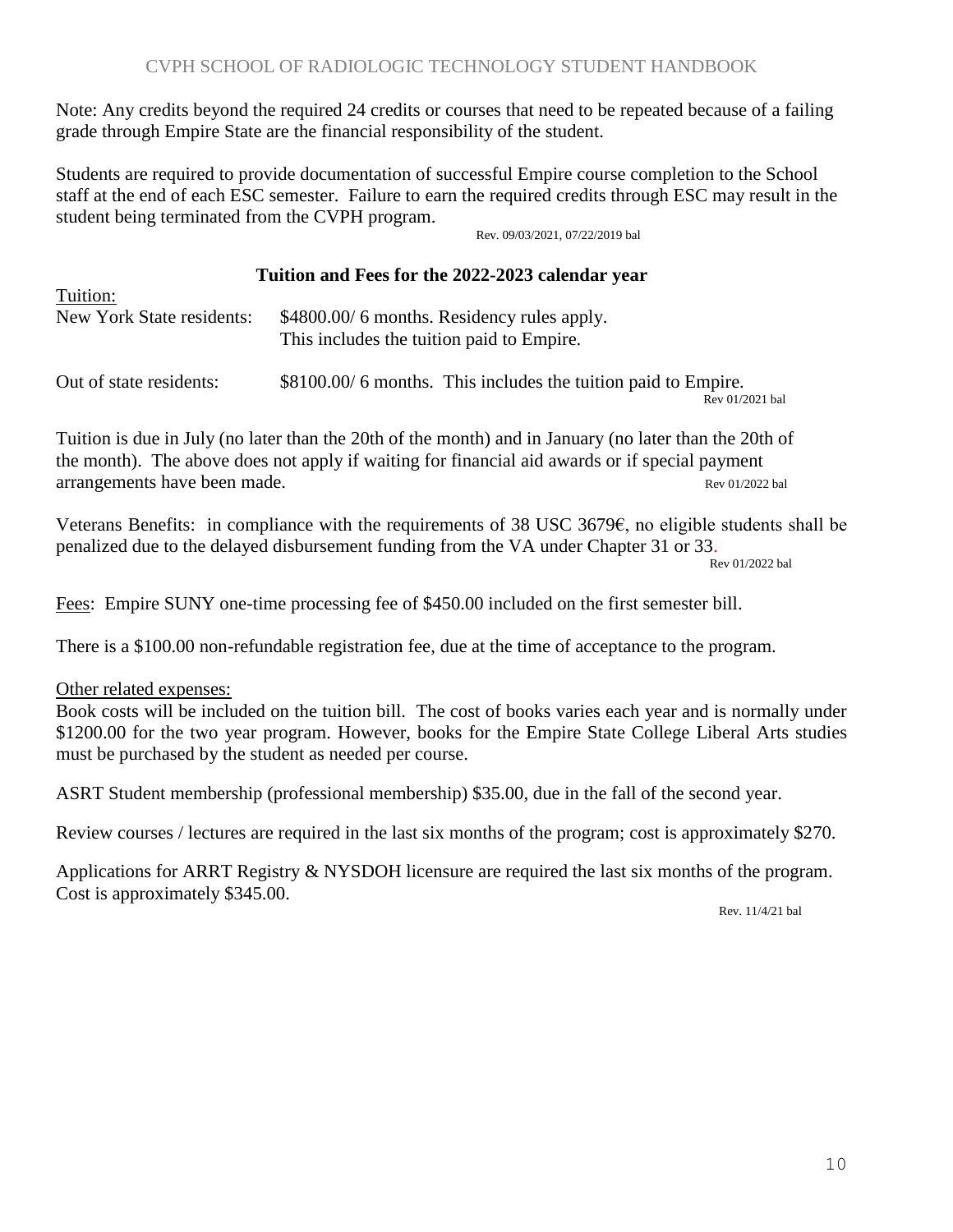Note: Any credits beyond the required 24 credits or courses that need to be repeated because of a failing grade through Empire State are the financial responsibility of the student.

Students are required to provide documentation of successful Empire course completion to the School staff at the end of each ESC semester. Failure to earn the required credits through ESC may result in the student being terminated from the CVPH program.

Rev. 09/03/2021, 07/22/2019 bal

### Tuition and Fees for the 2022-2023 calendar year

Tuition:

| | |
|---|---|
| New York State residents: | \$4800.00/ 6 months. Residency rules apply. This includes the tuition paid to Empire. |
| Out of state residents: | \$8100.00/ 6 months. This includes the tuition paid to Empire. |

Rev 01/2021 bal

Tuition is due in July (no later than the 20th of the month) and in January (no later than the 20th of the month). The above does not apply if waiting for financial aid awards or if special payment arrangements have been made. Rev 01/2022 bal

Veterans Benefits: in compliance with the requirements of 38 USC 3679€, no eligible students shall be penalized due to the delayed disbursement funding from the VA under Chapter 31 or 33.

Rev 01/2022 bal

Fees: Empire SUNY one-time processing fee of \$450.00 included on the first semester bill.

There is a \$100.00 non-refundable registration fee, due at the time of acceptance to the program.

Other related expenses:

Book costs will be included on the tuition bill. The cost of books varies each year and is normally under \$1200.00 for the two year program. However, books for the Empire State College Liberal Arts studies must be purchased by the student as needed per course.

ASRT Student membership (professional membership) \$35.00, due in the fall of the second year.

Review courses / lectures are required in the last six months of the program; cost is approximately \$270.

Applications for ARRT Registry & NYSDOH licensure are required the last six months of the program. Cost is approximately \$345.00.

Rev. 11/4/21 bal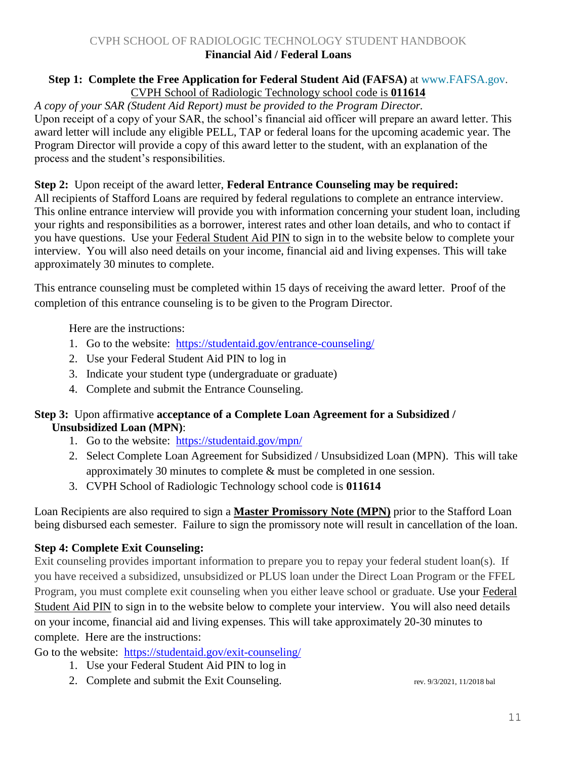## Financial Aid / Federal Loans

**Step 1: Complete the Free Application for Federal Student Aid (FAFSA)** at www.FAFSA.gov.
CVPH School of Radiologic Technology school code is **011614**

*A copy of your SAR (Student Aid Report) must be provided to the Program Director.*
Upon receipt of a copy of your SAR, the school's financial aid officer will prepare an award letter. This award letter will include any eligible PELL, TAP or federal loans for the upcoming academic year. The Program Director will provide a copy of this award letter to the student, with an explanation of the process and the student's responsibilities.

**Step 2:** Upon receipt of the award letter, **Federal Entrance Counseling may be required:**
All recipients of Stafford Loans are required by federal regulations to complete an entrance interview. This online entrance interview will provide you with information concerning your student loan, including your rights and responsibilities as a borrower, interest rates and other loan details, and who to contact if you have questions. Use your Federal Student Aid PIN to sign in to the website below to complete your interview. You will also need details on your income, financial aid and living expenses. This will take approximately 30 minutes to complete.

This entrance counseling must be completed within 15 days of receiving the award letter. Proof of the completion of this entrance counseling is to be given to the Program Director.

Here are the instructions:

1. Go to the website: https://studentaid.gov/entrance-counseling/
2. Use your Federal Student Aid PIN to log in
3. Indicate your student type (undergraduate or graduate)
4. Complete and submit the Entrance Counseling.

**Step 3:** Upon affirmative **acceptance of a Complete Loan Agreement for a Subsidized / Unsubsidized Loan (MPN)**:

1. Go to the website: https://studentaid.gov/mpn/
2. Select Complete Loan Agreement for Subsidized / Unsubsidized Loan (MPN). This will take approximately 30 minutes to complete & must be completed in one session.
3. CVPH School of Radiologic Technology school code is **011614**

Loan Recipients are also required to sign a **Master Promissory Note (MPN)** prior to the Stafford Loan being disbursed each semester. Failure to sign the promissory note will result in cancellation of the loan.

**Step 4: Complete Exit Counseling:**
Exit counseling provides important information to prepare you to repay your federal student loan(s). If you have received a subsidized, unsubsidized or PLUS loan under the Direct Loan Program or the FFEL Program, you must complete exit counseling when you either leave school or graduate. Use your Federal Student Aid PIN to sign in to the website below to complete your interview. You will also need details on your income, financial aid and living expenses. This will take approximately 20-30 minutes to complete. Here are the instructions:

Go to the website: https://studentaid.gov/exit-counseling/

1. Use your Federal Student Aid PIN to log in
2. Complete and submit the Exit Counseling.

rev. 9/3/2021, 11/2018 bal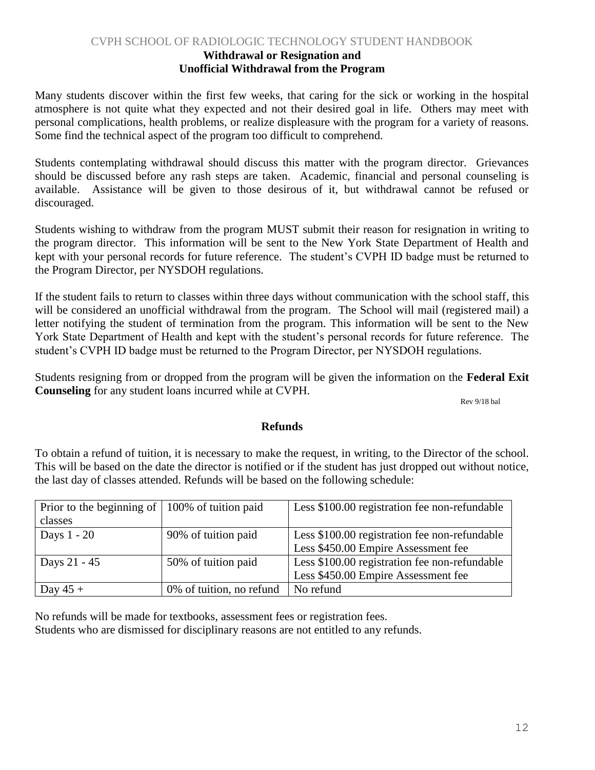## Withdrawal or Resignation and Unofficial Withdrawal from the Program

Many students discover within the first few weeks, that caring for the sick or working in the hospital atmosphere is not quite what they expected and not their desired goal in life. Others may meet with personal complications, health problems, or realize displeasure with the program for a variety of reasons. Some find the technical aspect of the program too difficult to comprehend.

Students contemplating withdrawal should discuss this matter with the program director. Grievances should be discussed before any rash steps are taken. Academic, financial and personal counseling is available. Assistance will be given to those desirous of it, but withdrawal cannot be refused or discouraged.

Students wishing to withdraw from the program MUST submit their reason for resignation in writing to the program director. This information will be sent to the New York State Department of Health and kept with your personal records for future reference. The student's CVPH ID badge must be returned to the Program Director, per NYSDOH regulations.

If the student fails to return to classes within three days without communication with the school staff, this will be considered an unofficial withdrawal from the program. The School will mail (registered mail) a letter notifying the student of termination from the program. This information will be sent to the New York State Department of Health and kept with the student's personal records for future reference. The student's CVPH ID badge must be returned to the Program Director, per NYSDOH regulations.

Students resigning from or dropped from the program will be given the information on the **Federal Exit Counseling** for any student loans incurred while at CVPH.

Rev 9/18 bal

## Refunds

To obtain a refund of tuition, it is necessary to make the request, in writing, to the Director of the school. This will be based on the date the director is notified or if the student has just dropped out without notice, the last day of classes attended. Refunds will be based on the following schedule:

| | | |
|---|---|---|
| Prior to the beginning of classes | 100% of tuition paid | Less $100.00 registration fee non-refundable |
| Days 1 - 20 | 90% of tuition paid | Less $100.00 registration fee non-refundable<br>Less $450.00 Empire Assessment fee |
| Days 21 - 45 | 50% of tuition paid | Less $100.00 registration fee non-refundable<br>Less $450.00 Empire Assessment fee |
| Day 45 + | 0% of tuition, no refund | No refund |

No refunds will be made for textbooks, assessment fees or registration fees.
Students who are dismissed for disciplinary reasons are not entitled to any refunds.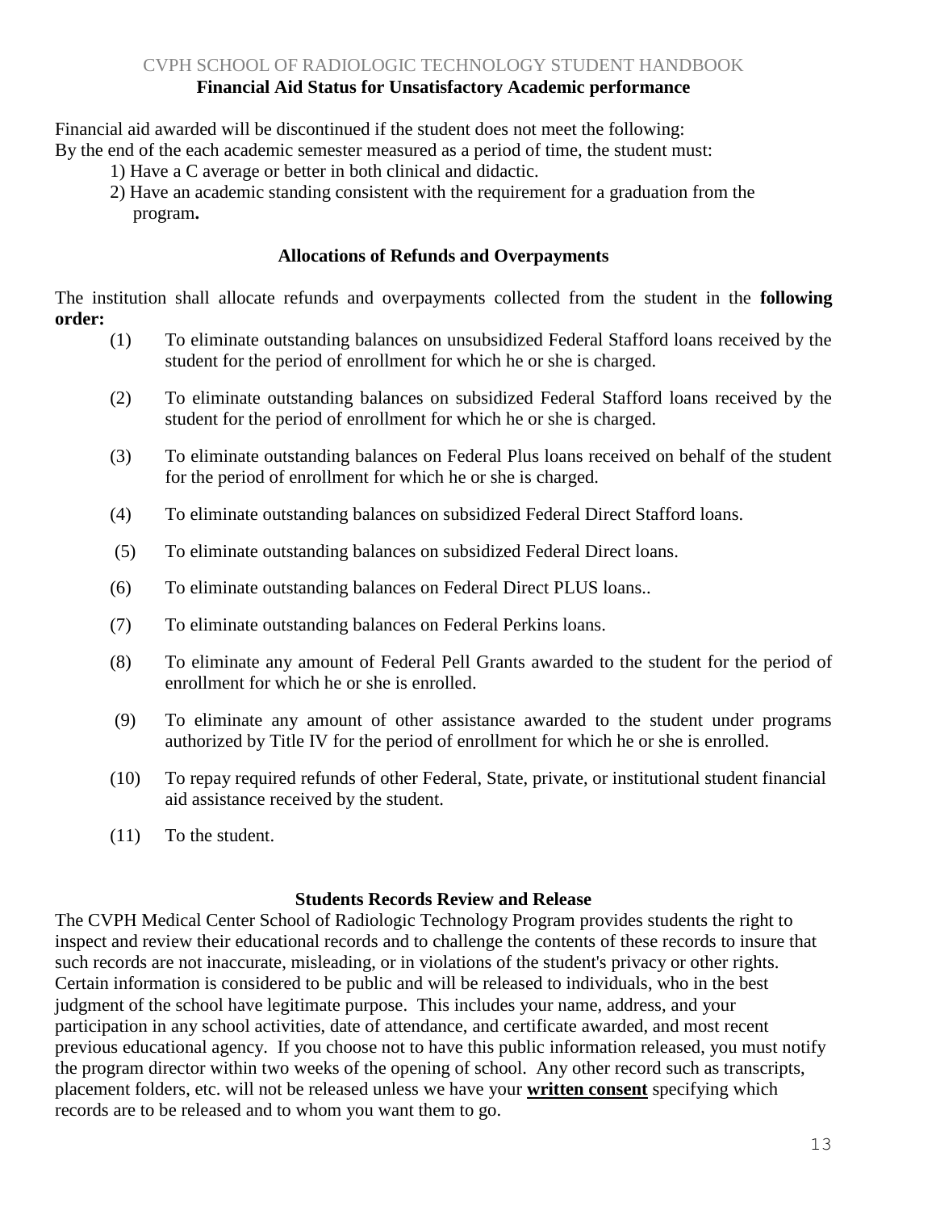## Financial Aid Status for Unsatisfactory Academic performance

Financial aid awarded will be discontinued if the student does not meet the following:
By the end of the each academic semester measured as a period of time, the student must:

1) Have a C average or better in both clinical and didactic.
2) Have an academic standing consistent with the requirement for a graduation from the program**.**

## Allocations of Refunds and Overpayments

The institution shall allocate refunds and overpayments collected from the student in the **following order:**

(1) To eliminate outstanding balances on unsubsidized Federal Stafford loans received by the student for the period of enrollment for which he or she is charged.

(2) To eliminate outstanding balances on subsidized Federal Stafford loans received by the student for the period of enrollment for which he or she is charged.

(3) To eliminate outstanding balances on Federal Plus loans received on behalf of the student for the period of enrollment for which he or she is charged.

(4) To eliminate outstanding balances on subsidized Federal Direct Stafford loans.

(5) To eliminate outstanding balances on subsidized Federal Direct loans.

(6) To eliminate outstanding balances on Federal Direct PLUS loans..

(7) To eliminate outstanding balances on Federal Perkins loans.

(8) To eliminate any amount of Federal Pell Grants awarded to the student for the period of enrollment for which he or she is enrolled.

(9) To eliminate any amount of other assistance awarded to the student under programs authorized by Title IV for the period of enrollment for which he or she is enrolled.

(10) To repay required refunds of other Federal, State, private, or institutional student financial aid assistance received by the student.

(11) To the student.

## Students Records Review and Release

The CVPH Medical Center School of Radiologic Technology Program provides students the right to inspect and review their educational records and to challenge the contents of these records to insure that such records are not inaccurate, misleading, or in violations of the student's privacy or other rights. Certain information is considered to be public and will be released to individuals, who in the best judgment of the school have legitimate purpose. This includes your name, address, and your participation in any school activities, date of attendance, and certificate awarded, and most recent previous educational agency. If you choose not to have this public information released, you must notify the program director within two weeks of the opening of school. Any other record such as transcripts, placement folders, etc. will not be released unless we have your **written consent** specifying which records are to be released and to whom you want them to go.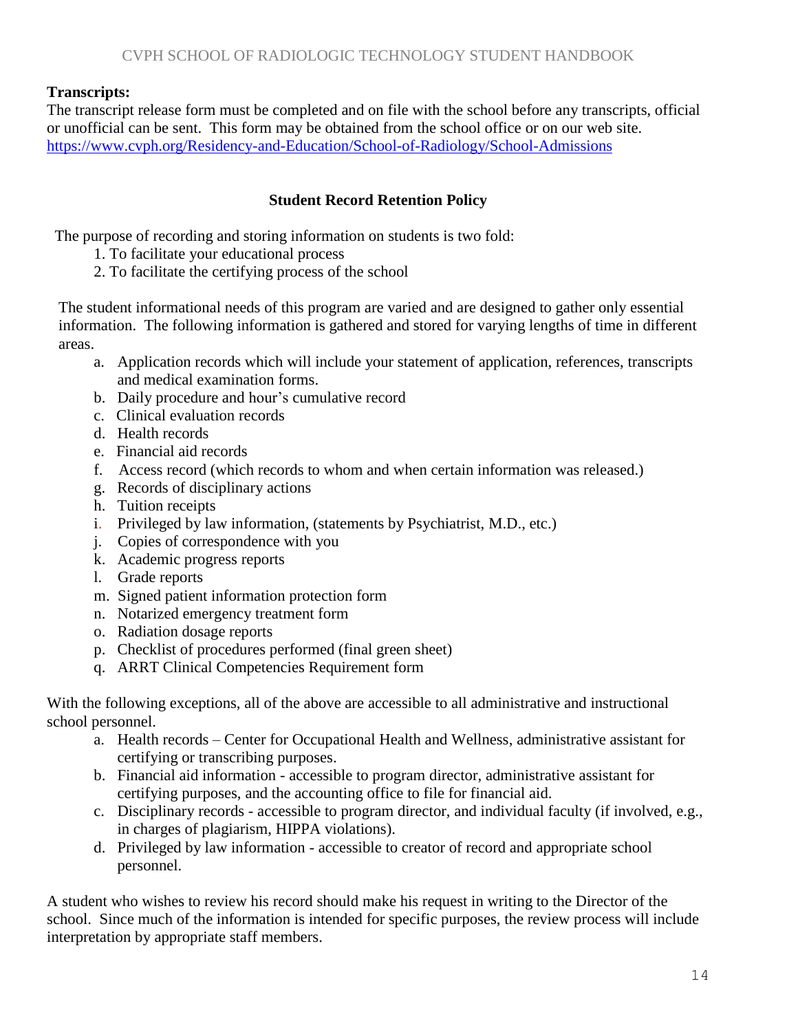**Transcripts:**

The transcript release form must be completed and on file with the school before any transcripts, official or unofficial can be sent. This form may be obtained from the school office or on our web site. https://www.cvph.org/Residency-and-Education/School-of-Radiology/School-Admissions

## Student Record Retention Policy

The purpose of recording and storing information on students is two fold:

1. To facilitate your educational process
2. To facilitate the certifying process of the school

The student informational needs of this program are varied and are designed to gather only essential information. The following information is gathered and stored for varying lengths of time in different areas.

a. Application records which will include your statement of application, references, transcripts and medical examination forms.
b. Daily procedure and hour's cumulative record
c. Clinical evaluation records
d. Health records
e. Financial aid records
f. Access record (which records to whom and when certain information was released.)
g. Records of disciplinary actions
h. Tuition receipts
i. Privileged by law information, (statements by Psychiatrist, M.D., etc.)
j. Copies of correspondence with you
k. Academic progress reports
l. Grade reports
m. Signed patient information protection form
n. Notarized emergency treatment form
o. Radiation dosage reports
p. Checklist of procedures performed (final green sheet)
q. ARRT Clinical Competencies Requirement form

With the following exceptions, all of the above are accessible to all administrative and instructional school personnel.

a. Health records – Center for Occupational Health and Wellness, administrative assistant for certifying or transcribing purposes.
b. Financial aid information - accessible to program director, administrative assistant for certifying purposes, and the accounting office to file for financial aid.
c. Disciplinary records - accessible to program director, and individual faculty (if involved, e.g., in charges of plagiarism, HIPPA violations).
d. Privileged by law information - accessible to creator of record and appropriate school personnel.

A student who wishes to review his record should make his request in writing to the Director of the school. Since much of the information is intended for specific purposes, the review process will include interpretation by appropriate staff members.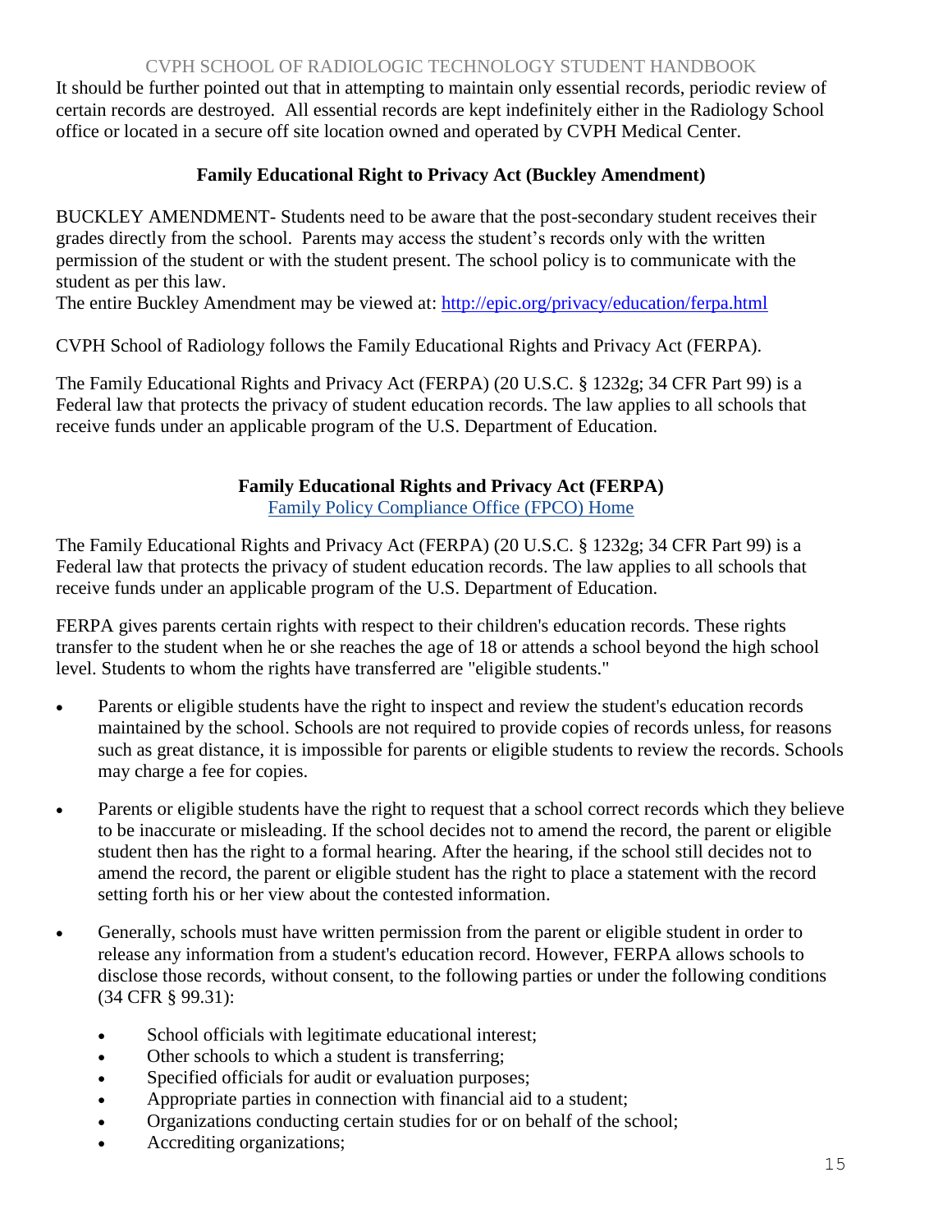It should be further pointed out that in attempting to maintain only essential records, periodic review of certain records are destroyed. All essential records are kept indefinitely either in the Radiology School office or located in a secure off site location owned and operated by CVPH Medical Center.

### Family Educational Right to Privacy Act (Buckley Amendment)

BUCKLEY AMENDMENT- Students need to be aware that the post-secondary student receives their grades directly from the school. Parents may access the student's records only with the written permission of the student or with the student present. The school policy is to communicate with the student as per this law.
The entire Buckley Amendment may be viewed at: [http://epic.org/privacy/education/ferpa.html](http://epic.org/privacy/education/ferpa.html)

CVPH School of Radiology follows the Family Educational Rights and Privacy Act (FERPA).

The Family Educational Rights and Privacy Act (FERPA) (20 U.S.C. § 1232g; 34 CFR Part 99) is a Federal law that protects the privacy of student education records. The law applies to all schools that receive funds under an applicable program of the U.S. Department of Education.

### Family Educational Rights and Privacy Act (FERPA)

Family Policy Compliance Office (FPCO) Home

The Family Educational Rights and Privacy Act (FERPA) (20 U.S.C. § 1232g; 34 CFR Part 99) is a Federal law that protects the privacy of student education records. The law applies to all schools that receive funds under an applicable program of the U.S. Department of Education.

FERPA gives parents certain rights with respect to their children's education records. These rights transfer to the student when he or she reaches the age of 18 or attends a school beyond the high school level. Students to whom the rights have transferred are "eligible students."

- Parents or eligible students have the right to inspect and review the student's education records maintained by the school. Schools are not required to provide copies of records unless, for reasons such as great distance, it is impossible for parents or eligible students to review the records. Schools may charge a fee for copies.

- Parents or eligible students have the right to request that a school correct records which they believe to be inaccurate or misleading. If the school decides not to amend the record, the parent or eligible student then has the right to a formal hearing. After the hearing, if the school still decides not to amend the record, the parent or eligible student has the right to place a statement with the record setting forth his or her view about the contested information.

- Generally, schools must have written permission from the parent or eligible student in order to release any information from a student's education record. However, FERPA allows schools to disclose those records, without consent, to the following parties or under the following conditions (34 CFR § 99.31):

  - School officials with legitimate educational interest;
  - Other schools to which a student is transferring;
  - Specified officials for audit or evaluation purposes;
  - Appropriate parties in connection with financial aid to a student;
  - Organizations conducting certain studies for or on behalf of the school;
  - Accrediting organizations;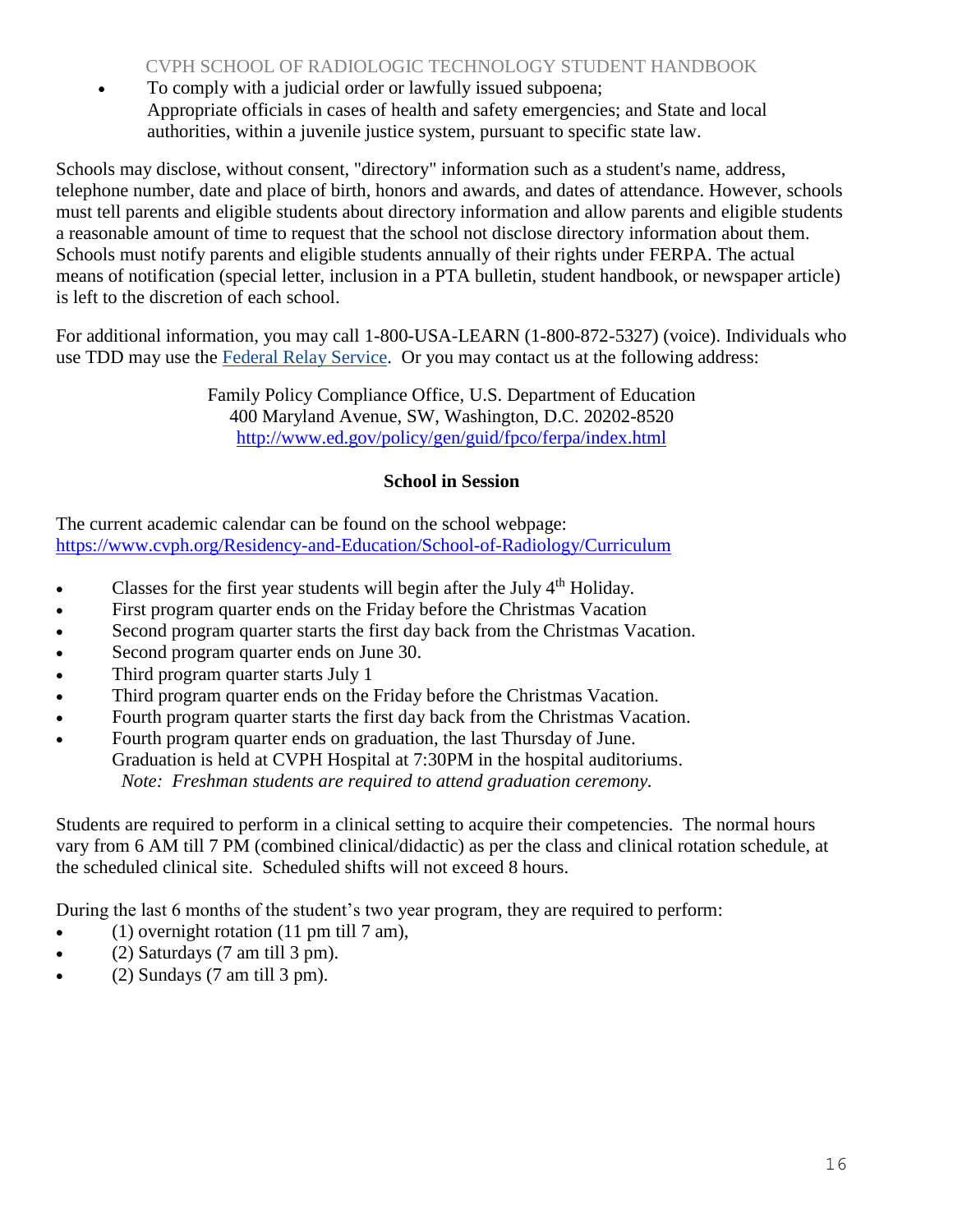- To comply with a judicial order or lawfully issued subpoena;
  Appropriate officials in cases of health and safety emergencies; and State and local authorities, within a juvenile justice system, pursuant to specific state law.

Schools may disclose, without consent, "directory" information such as a student's name, address, telephone number, date and place of birth, honors and awards, and dates of attendance. However, schools must tell parents and eligible students about directory information and allow parents and eligible students a reasonable amount of time to request that the school not disclose directory information about them. Schools must notify parents and eligible students annually of their rights under FERPA. The actual means of notification (special letter, inclusion in a PTA bulletin, student handbook, or newspaper article) is left to the discretion of each school.

For additional information, you may call 1-800-USA-LEARN (1-800-872-5327) (voice). Individuals who use TDD may use the [Federal Relay Service](). Or you may contact us at the following address:

Family Policy Compliance Office, U.S. Department of Education
400 Maryland Avenue, SW, Washington, D.C. 20202-8520
http://www.ed.gov/policy/gen/guid/fpco/ferpa/index.html

**School in Session**

The current academic calendar can be found on the school webpage:
https://www.cvph.org/Residency-and-Education/School-of-Radiology/Curriculum

- Classes for the first year students will begin after the July 4th Holiday.
- First program quarter ends on the Friday before the Christmas Vacation
- Second program quarter starts the first day back from the Christmas Vacation.
- Second program quarter ends on June 30.
- Third program quarter starts July 1
- Third program quarter ends on the Friday before the Christmas Vacation.
- Fourth program quarter starts the first day back from the Christmas Vacation.
- Fourth program quarter ends on graduation, the last Thursday of June.
  Graduation is held at CVPH Hospital at 7:30PM in the hospital auditoriums.
  *Note: Freshman students are required to attend graduation ceremony.*

Students are required to perform in a clinical setting to acquire their competencies. The normal hours vary from 6 AM till 7 PM (combined clinical/didactic) as per the class and clinical rotation schedule, at the scheduled clinical site. Scheduled shifts will not exceed 8 hours.

During the last 6 months of the student's two year program, they are required to perform:

- (1) overnight rotation (11 pm till 7 am),
- (2) Saturdays (7 am till 3 pm).
- (2) Sundays (7 am till 3 pm).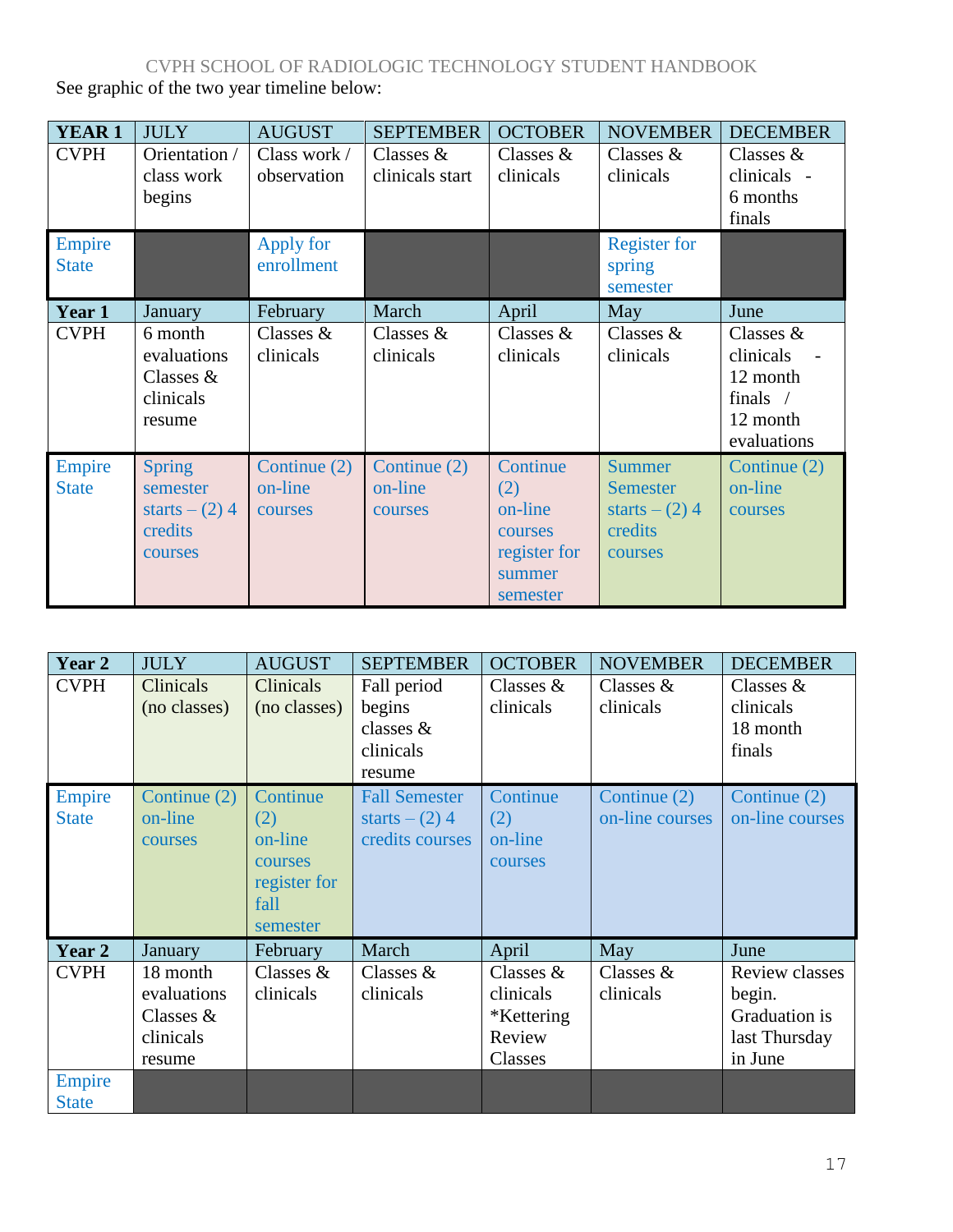See graphic of the two year timeline below:

| **YEAR 1** | JULY | AUGUST | SEPTEMBER | OCTOBER | NOVEMBER | DECEMBER |
|---|---|---|---|---|---|---|
| CVPH | Orientation / class work begins | Class work / observation | Classes & clinicals start | Classes & clinicals | Classes & clinicals | Classes & clinicals - 6 months finals |
| Empire State | | Apply for enrollment | | | Register for spring semester | |
| **Year 1** | January | February | March | April | May | June |
| CVPH | 6 month evaluations Classes & clinicals resume | Classes & clinicals | Classes & clinicals | Classes & clinicals | Classes & clinicals | Classes & clinicals - 12 month finals / 12 month evaluations |
| Empire State | Spring semester starts – (2) 4 credits courses | Continue (2) on-line courses | Continue (2) on-line courses | Continue (2) on-line courses register for summer semester | Summer Semester starts – (2) 4 credits courses | Continue (2) on-line courses |

| **Year 2** | JULY | AUGUST | SEPTEMBER | OCTOBER | NOVEMBER | DECEMBER |
|---|---|---|---|---|---|---|
| CVPH | Clinicals (no classes) | Clinicals (no classes) | Fall period begins classes & clinicals resume | Classes & clinicals | Classes & clinicals | Classes & clinicals 18 month finals |
| Empire State | Continue (2) on-line courses | Continue (2) on-line courses register for fall semester | Fall Semester starts – (2) 4 credits courses | Continue (2) on-line courses | Continue (2) on-line courses | Continue (2) on-line courses |
| **Year 2** | January | February | March | April | May | June |
| CVPH | 18 month evaluations Classes & clinicals resume | Classes & clinicals | Classes & clinicals | Classes & clinicals *Kettering Review Classes | Classes & clinicals | Review classes begin. Graduation is last Thursday in June |
| Empire State | | | | | | |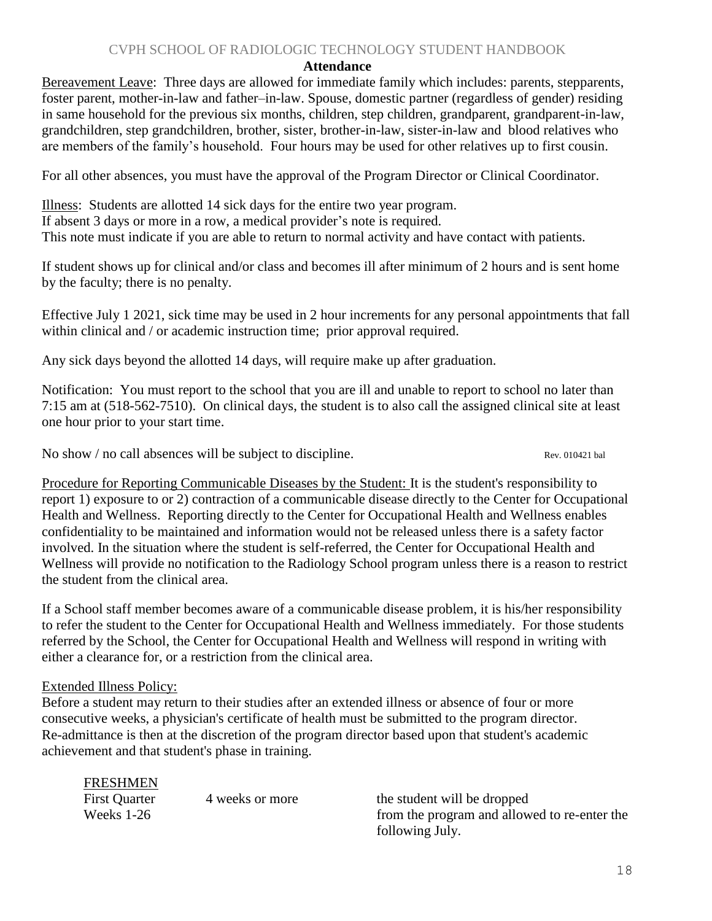## Attendance

Bereavement Leave: Three days are allowed for immediate family which includes: parents, stepparents, foster parent, mother-in-law and father–in-law. Spouse, domestic partner (regardless of gender) residing in same household for the previous six months, children, step children, grandparent, grandparent-in-law, grandchildren, step grandchildren, brother, sister, brother-in-law, sister-in-law and blood relatives who are members of the family's household. Four hours may be used for other relatives up to first cousin.

For all other absences, you must have the approval of the Program Director or Clinical Coordinator.

Illness: Students are allotted 14 sick days for the entire two year program.
If absent 3 days or more in a row, a medical provider's note is required.
This note must indicate if you are able to return to normal activity and have contact with patients.

If student shows up for clinical and/or class and becomes ill after minimum of 2 hours and is sent home by the faculty; there is no penalty.

Effective July 1 2021, sick time may be used in 2 hour increments for any personal appointments that fall within clinical and / or academic instruction time; prior approval required.

Any sick days beyond the allotted 14 days, will require make up after graduation.

Notification: You must report to the school that you are ill and unable to report to school no later than 7:15 am at (518-562-7510). On clinical days, the student is to also call the assigned clinical site at least one hour prior to your start time.

No show / no call absences will be subject to discipline. Rev. 010421 bal

Procedure for Reporting Communicable Diseases by the Student: It is the student's responsibility to report 1) exposure to or 2) contraction of a communicable disease directly to the Center for Occupational Health and Wellness. Reporting directly to the Center for Occupational Health and Wellness enables confidentiality to be maintained and information would not be released unless there is a safety factor involved. In the situation where the student is self-referred, the Center for Occupational Health and Wellness will provide no notification to the Radiology School program unless there is a reason to restrict the student from the clinical area.

If a School staff member becomes aware of a communicable disease problem, it is his/her responsibility to refer the student to the Center for Occupational Health and Wellness immediately. For those students referred by the School, the Center for Occupational Health and Wellness will respond in writing with either a clearance for, or a restriction from the clinical area.

Extended Illness Policy:
Before a student may return to their studies after an extended illness or absence of four or more consecutive weeks, a physician's certificate of health must be submitted to the program director. Re-admittance is then at the discretion of the program director based upon that student's academic achievement and that student's phase in training.

| FRESHMEN | | |
|---|---|---|
| First Quarter<br>Weeks 1-26 | 4 weeks or more | the student will be dropped from the program and allowed to re-enter the following July. |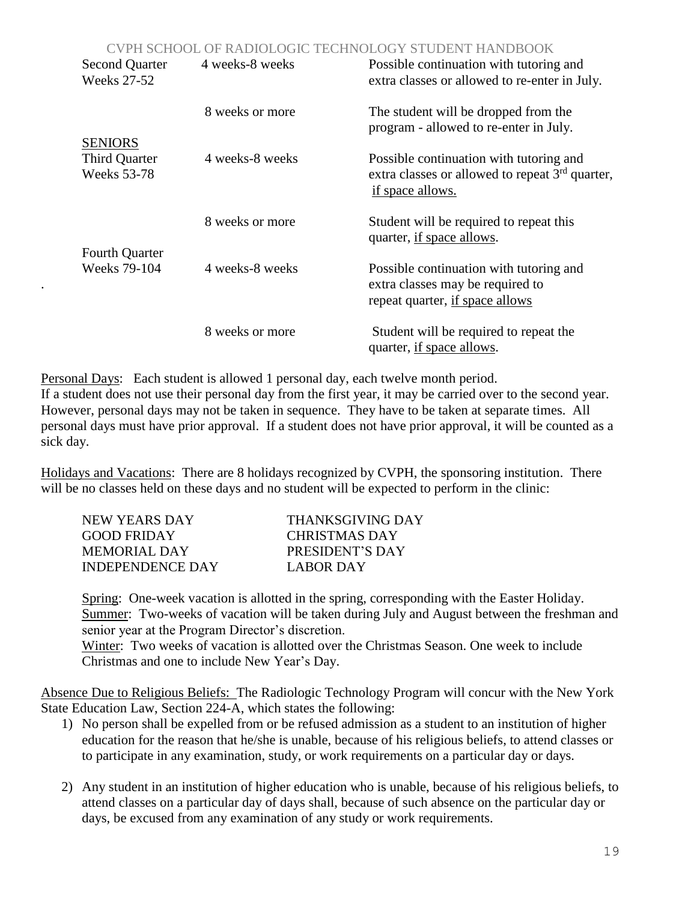| | | |
|---|---|---|
| Second Quarter<br>Weeks 27-52 | 4 weeks-8 weeks | Possible continuation with tutoring and extra classes or allowed to re-enter in July. |
| | 8 weeks or more | The student will be dropped from the program - allowed to re-enter in July. |
| <u>SENIORS</u><br>Third Quarter<br>Weeks 53-78 | 4 weeks-8 weeks | Possible continuation with tutoring and extra classes or allowed to repeat 3rd quarter, <u>if space allows.</u> |
| | 8 weeks or more | Student will be required to repeat this quarter, <u>if space allows</u>. |
| Fourth Quarter<br>Weeks 79-104 | 4 weeks-8 weeks | Possible continuation with tutoring and extra classes may be required to repeat quarter, <u>if space allows</u> |
| | 8 weeks or more | Student will be required to repeat the quarter, <u>if space allows</u>. |

<u>Personal Days</u>: Each student is allowed 1 personal day, each twelve month period. If a student does not use their personal day from the first year, it may be carried over to the second year. However, personal days may not be taken in sequence. They have to be taken at separate times. All personal days must have prior approval. If a student does not have prior approval, it will be counted as a sick day.

<u>Holidays and Vacations</u>: There are 8 holidays recognized by CVPH, the sponsoring institution. There will be no classes held on these days and no student will be expected to perform in the clinic:

| | |
|---|---|
| NEW YEARS DAY | THANKSGIVING DAY |
| GOOD FRIDAY | CHRISTMAS DAY |
| MEMORIAL DAY | PRESIDENT'S DAY |
| INDEPENDENCE DAY | LABOR DAY |

<u>Spring</u>: One-week vacation is allotted in the spring, corresponding with the Easter Holiday.
<u>Summer</u>: Two-weeks of vacation will be taken during July and August between the freshman and senior year at the Program Director's discretion.
<u>Winter</u>: Two weeks of vacation is allotted over the Christmas Season. One week to include Christmas and one to include New Year's Day.

<u>Absence Due to Religious Beliefs:</u> The Radiologic Technology Program will concur with the New York State Education Law, Section 224-A, which states the following:

1) No person shall be expelled from or be refused admission as a student to an institution of higher education for the reason that he/she is unable, because of his religious beliefs, to attend classes or to participate in any examination, study, or work requirements on a particular day or days.

2) Any student in an institution of higher education who is unable, because of his religious beliefs, to attend classes on a particular day of days shall, because of such absence on the particular day or days, be excused from any examination of any study or work requirements.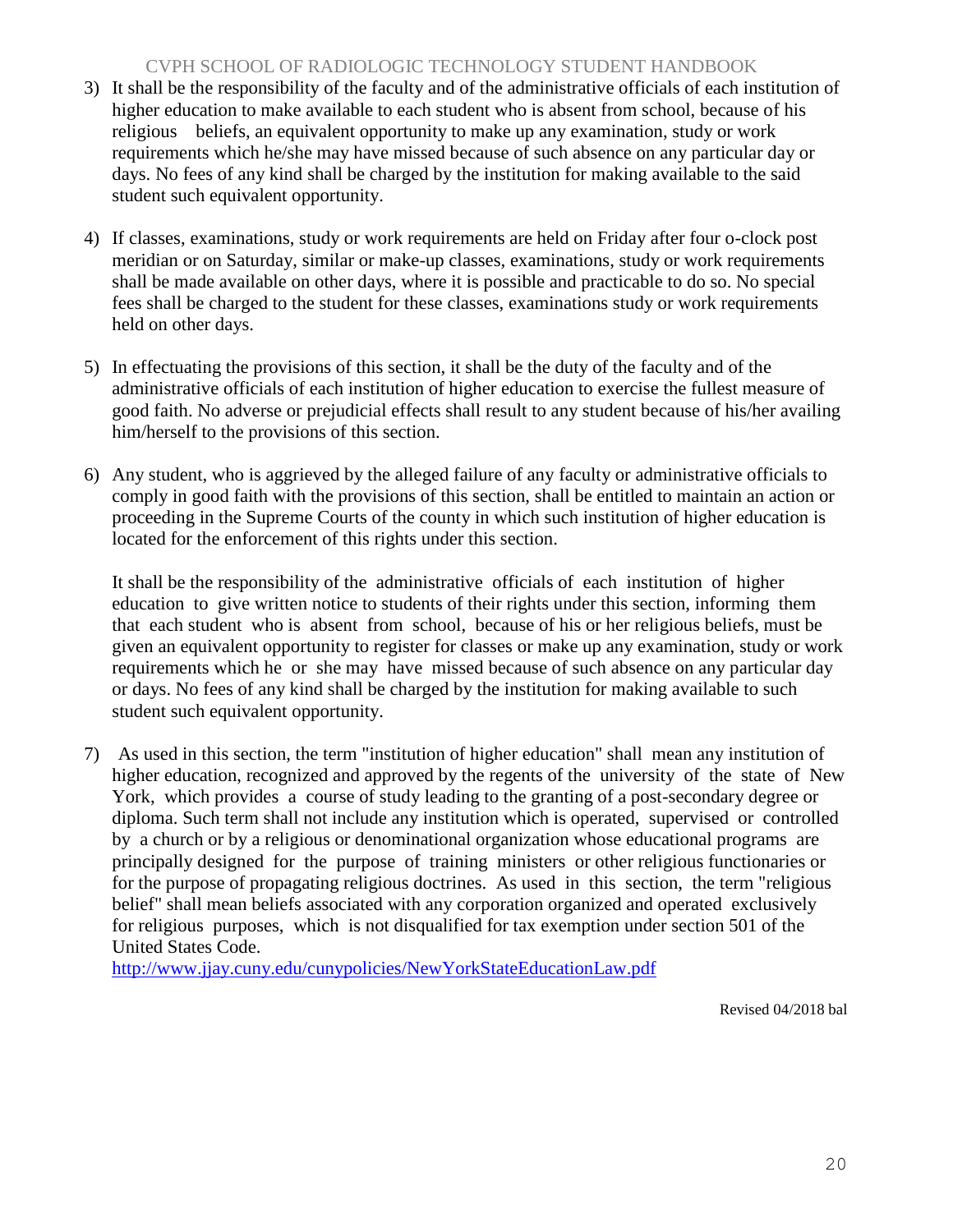3) It shall be the responsibility of the faculty and of the administrative officials of each institution of higher education to make available to each student who is absent from school, because of his religious beliefs, an equivalent opportunity to make up any examination, study or work requirements which he/she may have missed because of such absence on any particular day or days. No fees of any kind shall be charged by the institution for making available to the said student such equivalent opportunity.

4) If classes, examinations, study or work requirements are held on Friday after four o-clock post meridian or on Saturday, similar or make-up classes, examinations, study or work requirements shall be made available on other days, where it is possible and practicable to do so. No special fees shall be charged to the student for these classes, examinations study or work requirements held on other days.

5) In effectuating the provisions of this section, it shall be the duty of the faculty and of the administrative officials of each institution of higher education to exercise the fullest measure of good faith. No adverse or prejudicial effects shall result to any student because of his/her availing him/herself to the provisions of this section.

6) Any student, who is aggrieved by the alleged failure of any faculty or administrative officials to comply in good faith with the provisions of this section, shall be entitled to maintain an action or proceeding in the Supreme Courts of the county in which such institution of higher education is located for the enforcement of this rights under this section.

   It shall be the responsibility of the administrative officials of each institution of higher education to give written notice to students of their rights under this section, informing them that each student who is absent from school, because of his or her religious beliefs, must be given an equivalent opportunity to register for classes or make up any examination, study or work requirements which he or she may have missed because of such absence on any particular day or days. No fees of any kind shall be charged by the institution for making available to such student such equivalent opportunity.

7) As used in this section, the term "institution of higher education" shall mean any institution of higher education, recognized and approved by the regents of the university of the state of New York, which provides a course of study leading to the granting of a post-secondary degree or diploma. Such term shall not include any institution which is operated, supervised or controlled by a church or by a religious or denominational organization whose educational programs are principally designed for the purpose of training ministers or other religious functionaries or for the purpose of propagating religious doctrines. As used in this section, the term "religious belief" shall mean beliefs associated with any corporation organized and operated exclusively for religious purposes, which is not disqualified for tax exemption under section 501 of the United States Code.
   http://www.jjay.cuny.edu/cunypolicies/NewYorkStateEducationLaw.pdf

Revised 04/2018 bal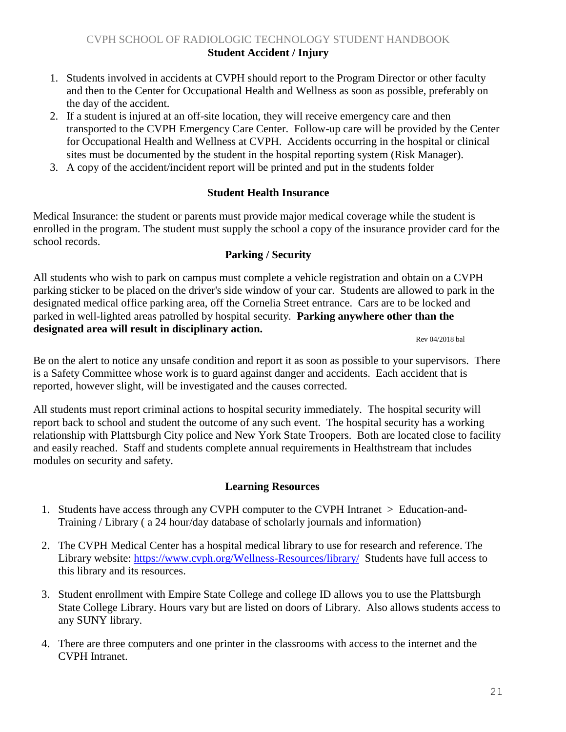## Student Accident / Injury

1. Students involved in accidents at CVPH should report to the Program Director or other faculty and then to the Center for Occupational Health and Wellness as soon as possible, preferably on the day of the accident.
2. If a student is injured at an off-site location, they will receive emergency care and then transported to the CVPH Emergency Care Center. Follow-up care will be provided by the Center for Occupational Health and Wellness at CVPH. Accidents occurring in the hospital or clinical sites must be documented by the student in the hospital reporting system (Risk Manager).
3. A copy of the accident/incident report will be printed and put in the students folder

## Student Health Insurance

Medical Insurance: the student or parents must provide major medical coverage while the student is enrolled in the program. The student must supply the school a copy of the insurance provider card for the school records.

## Parking / Security

All students who wish to park on campus must complete a vehicle registration and obtain on a CVPH parking sticker to be placed on the driver's side window of your car. Students are allowed to park in the designated medical office parking area, off the Cornelia Street entrance. Cars are to be locked and parked in well-lighted areas patrolled by hospital security. **Parking anywhere other than the designated area will result in disciplinary action.**

Rev 04/2018 bal

Be on the alert to notice any unsafe condition and report it as soon as possible to your supervisors. There is a Safety Committee whose work is to guard against danger and accidents. Each accident that is reported, however slight, will be investigated and the causes corrected.

All students must report criminal actions to hospital security immediately. The hospital security will report back to school and student the outcome of any such event. The hospital security has a working relationship with Plattsburgh City police and New York State Troopers. Both are located close to facility and easily reached. Staff and students complete annual requirements in Healthstream that includes modules on security and safety.

## Learning Resources

1. Students have access through any CVPH computer to the CVPH Intranet > Education-and-Training / Library ( a 24 hour/day database of scholarly journals and information)
2. The CVPH Medical Center has a hospital medical library to use for research and reference. The Library website: https://www.cvph.org/Wellness-Resources/library/ Students have full access to this library and its resources.
3. Student enrollment with Empire State College and college ID allows you to use the Plattsburgh State College Library. Hours vary but are listed on doors of Library. Also allows students access to any SUNY library.
4. There are three computers and one printer in the classrooms with access to the internet and the CVPH Intranet.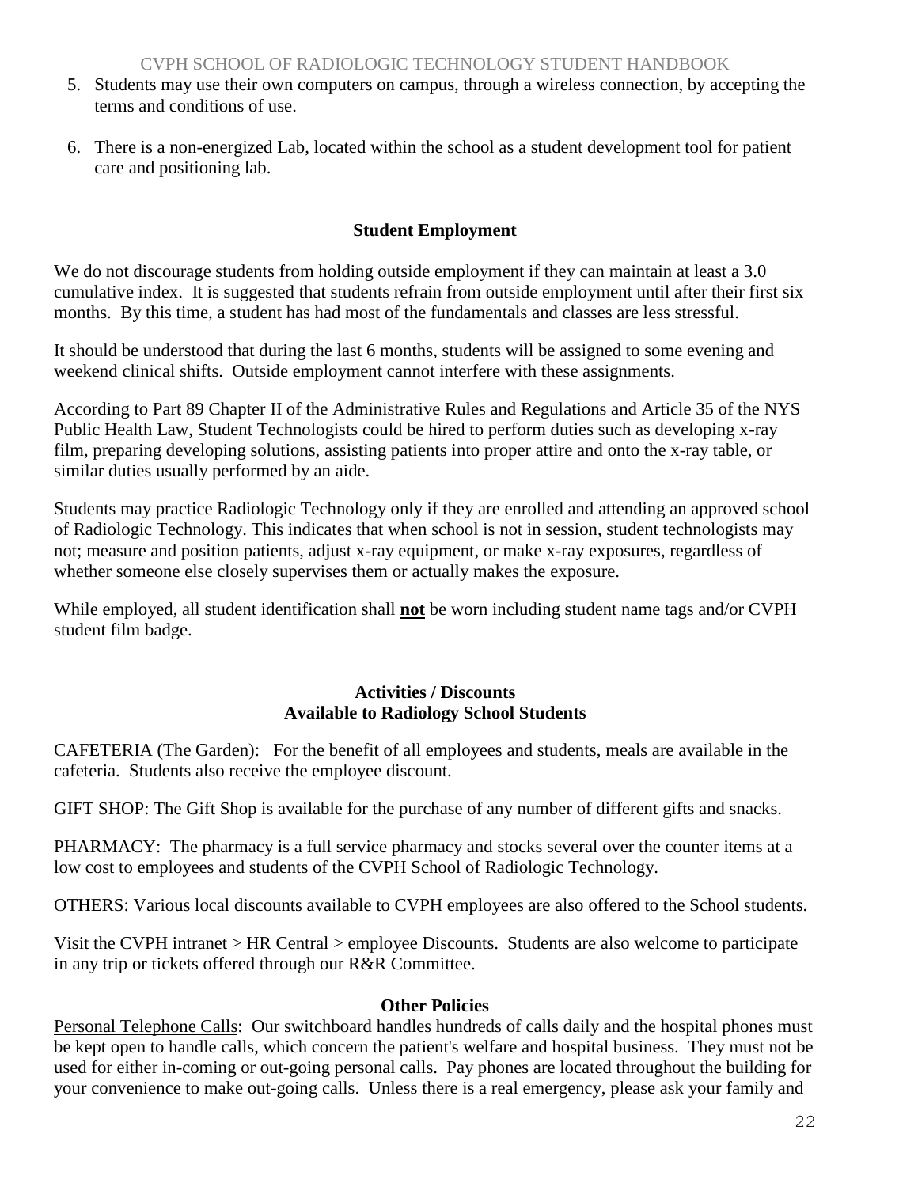5. Students may use their own computers on campus, through a wireless connection, by accepting the terms and conditions of use.

6. There is a non-energized Lab, located within the school as a student development tool for patient care and positioning lab.

## Student Employment

We do not discourage students from holding outside employment if they can maintain at least a 3.0 cumulative index. It is suggested that students refrain from outside employment until after their first six months. By this time, a student has had most of the fundamentals and classes are less stressful.

It should be understood that during the last 6 months, students will be assigned to some evening and weekend clinical shifts. Outside employment cannot interfere with these assignments.

According to Part 89 Chapter II of the Administrative Rules and Regulations and Article 35 of the NYS Public Health Law, Student Technologists could be hired to perform duties such as developing x-ray film, preparing developing solutions, assisting patients into proper attire and onto the x-ray table, or similar duties usually performed by an aide.

Students may practice Radiologic Technology only if they are enrolled and attending an approved school of Radiologic Technology. This indicates that when school is not in session, student technologists may not; measure and position patients, adjust x-ray equipment, or make x-ray exposures, regardless of whether someone else closely supervises them or actually makes the exposure.

While employed, all student identification shall **not** be worn including student name tags and/or CVPH student film badge.

## Activities / Discounts Available to Radiology School Students

CAFETERIA (The Garden): For the benefit of all employees and students, meals are available in the cafeteria. Students also receive the employee discount.

GIFT SHOP: The Gift Shop is available for the purchase of any number of different gifts and snacks.

PHARMACY: The pharmacy is a full service pharmacy and stocks several over the counter items at a low cost to employees and students of the CVPH School of Radiologic Technology.

OTHERS: Various local discounts available to CVPH employees are also offered to the School students.

Visit the CVPH intranet > HR Central > employee Discounts. Students are also welcome to participate in any trip or tickets offered through our R&R Committee.

## Other Policies

Personal Telephone Calls: Our switchboard handles hundreds of calls daily and the hospital phones must be kept open to handle calls, which concern the patient's welfare and hospital business. They must not be used for either in-coming or out-going personal calls. Pay phones are located throughout the building for your convenience to make out-going calls. Unless there is a real emergency, please ask your family and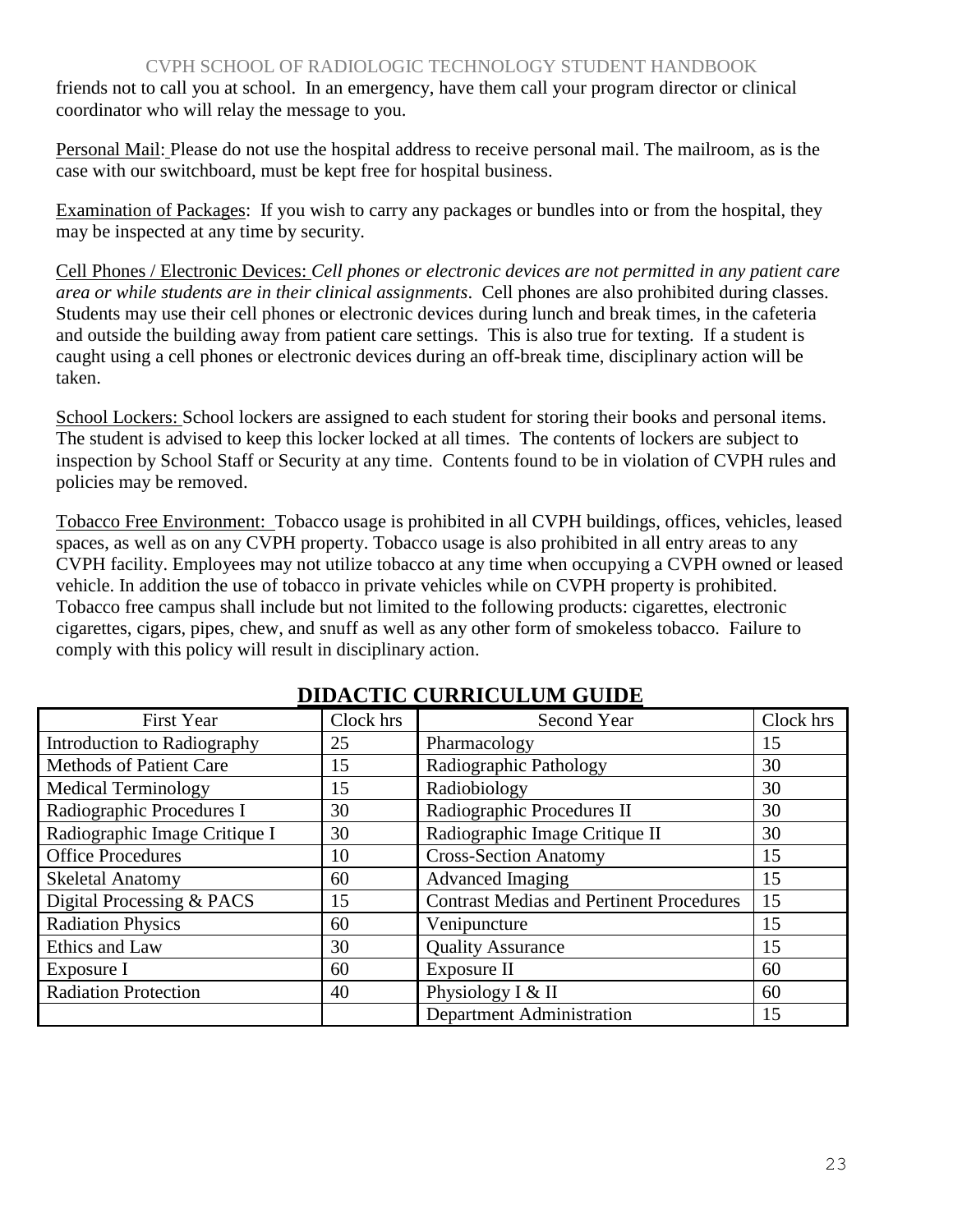friends not to call you at school. In an emergency, have them call your program director or clinical coordinator who will relay the message to you.

Personal Mail: Please do not use the hospital address to receive personal mail. The mailroom, as is the case with our switchboard, must be kept free for hospital business.

Examination of Packages: If you wish to carry any packages or bundles into or from the hospital, they may be inspected at any time by security.

Cell Phones / Electronic Devices: *Cell phones or electronic devices are not permitted in any patient care area or while students are in their clinical assignments*. Cell phones are also prohibited during classes. Students may use their cell phones or electronic devices during lunch and break times, in the cafeteria and outside the building away from patient care settings. This is also true for texting. If a student is caught using a cell phones or electronic devices during an off-break time, disciplinary action will be taken.

School Lockers: School lockers are assigned to each student for storing their books and personal items. The student is advised to keep this locker locked at all times. The contents of lockers are subject to inspection by School Staff or Security at any time. Contents found to be in violation of CVPH rules and policies may be removed.

Tobacco Free Environment: Tobacco usage is prohibited in all CVPH buildings, offices, vehicles, leased spaces, as well as on any CVPH property. Tobacco usage is also prohibited in all entry areas to any CVPH facility. Employees may not utilize tobacco at any time when occupying a CVPH owned or leased vehicle. In addition the use of tobacco in private vehicles while on CVPH property is prohibited. Tobacco free campus shall include but not limited to the following products: cigarettes, electronic cigarettes, cigars, pipes, chew, and snuff as well as any other form of smokeless tobacco. Failure to comply with this policy will result in disciplinary action.

## DIDACTIC CURRICULUM GUIDE

| First Year | Clock hrs | Second Year | Clock hrs |
|---|---|---|---|
| Introduction to Radiography | 25 | Pharmacology | 15 |
| Methods of Patient Care | 15 | Radiographic Pathology | 30 |
| Medical Terminology | 15 | Radiobiology | 30 |
| Radiographic Procedures I | 30 | Radiographic Procedures II | 30 |
| Radiographic Image Critique I | 30 | Radiographic Image Critique II | 30 |
| Office Procedures | 10 | Cross-Section Anatomy | 15 |
| Skeletal Anatomy | 60 | Advanced Imaging | 15 |
| Digital Processing & PACS | 15 | Contrast Medias and Pertinent Procedures | 15 |
| Radiation Physics | 60 | Venipuncture | 15 |
| Ethics and Law | 30 | Quality Assurance | 15 |
| Exposure I | 60 | Exposure II | 60 |
| Radiation Protection | 40 | Physiology I & II | 60 |
| | | Department Administration | 15 |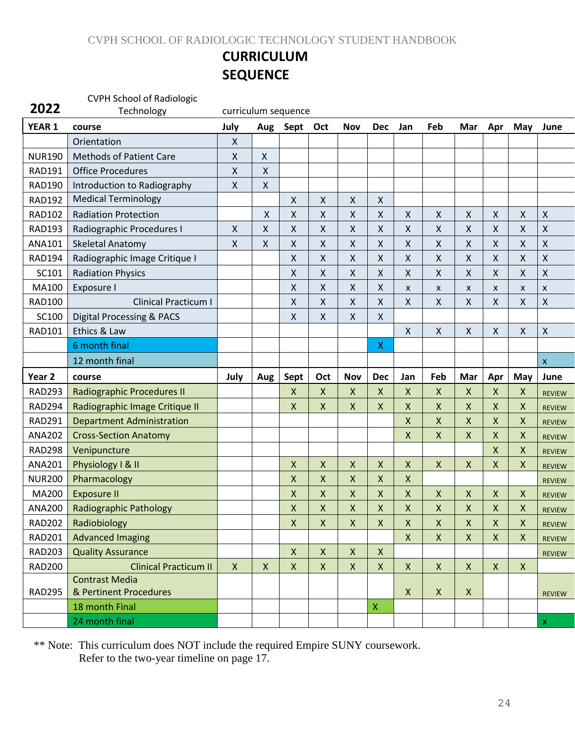# CURRICULUM SEQUENCE

**2022** CVPH School of Radiologic Technology curriculum sequence

| YEAR 1 | course | July | Aug | Sept | Oct | Nov | Dec | Jan | Feb | Mar | Apr | May | June |
|---|---|---|---|---|---|---|---|---|---|---|---|---|---|
| | Orientation | X | | | | | | | | | | | |
| NUR190 | Methods of Patient Care | X | X | | | | | | | | | | |
| RAD191 | Office Procedures | X | X | | | | | | | | | | |
| RAD190 | Introduction to Radiography | X | X | | | | | | | | | | |
| RAD192 | Medical Terminology | | | X | X | X | X | | | | | | |
| RAD102 | Radiation Protection | | X | X | X | X | X | X | X | X | X | X | X |
| RAD193 | Radiographic Procedures I | X | X | X | X | X | X | X | X | X | X | X | X |
| ANA101 | Skeletal Anatomy | X | X | X | X | X | X | X | X | X | X | X | X |
| RAD194 | Radiographic Image Critique I | | | X | X | X | X | X | X | X | X | X | X |
| SC101 | Radiation Physics | | | X | X | X | X | X | X | X | X | X | X |
| MA100 | Exposure I | | | X | X | X | X | x | x | x | x | x | x |
| RAD100 | Clinical Practicum I | | | X | X | X | X | X | X | X | X | X | X |
| SC100 | Digital Processing & PACS | | | X | X | X | X | | | | | | |
| RAD101 | Ethics & Law | | | | | | | X | X | X | X | X | X |
| | 6 month final | | | | | | X | | | | | | |
| | 12 month final | | | | | | | | | | | | x |
| **Year 2** | **course** | **July** | **Aug** | **Sept** | **Oct** | **Nov** | **Dec** | **Jan** | **Feb** | **Mar** | **Apr** | **May** | **June** |
| RAD293 | Radiographic Procedures II | | | X | X | X | X | X | X | X | X | X | REVIEW |
| RAD294 | Radiographic Image Critique II | | | X | X | X | X | X | X | X | X | X | REVIEW |
| RAD291 | Department Administration | | | | | | | X | X | X | X | X | REVIEW |
| ANA202 | Cross-Section Anatomy | | | | | | | X | X | X | X | X | REVIEW |
| RAD298 | Venipuncture | | | | | | | | | | X | X | REVIEW |
| ANA201 | Physiology I & II | | | X | X | X | X | X | X | X | X | X | REVIEW |
| NUR200 | Pharmacology | | | X | X | X | X | X | | | | | REVIEW |
| MA200 | Exposure II | | | X | X | X | X | X | X | X | X | X | REVIEW |
| ANA200 | Radiographic Pathology | | | X | X | X | X | X | X | X | X | X | REVIEW |
| RAD202 | Radiobiology | | | X | X | X | X | X | X | X | X | X | REVIEW |
| RAD201 | Advanced Imaging | | | | | | | X | X | X | X | X | REVIEW |
| RAD203 | Quality Assurance | | | X | X | X | X | | | | | | REVIEW |
| RAD200 | Clinical Practicum II | X | X | X | X | X | X | X | X | X | X | X | |
| RAD295 | Contrast Media & Pertinent Procedures | | | | | | | X | X | X | | | REVIEW |
| | 18 month Final | | | | | | X | | | | | | |
| | 24 month final | | | | | | | | | | | | x |

** Note: This curriculum does NOT include the required Empire SUNY coursework.
Refer to the two-year timeline on page 17.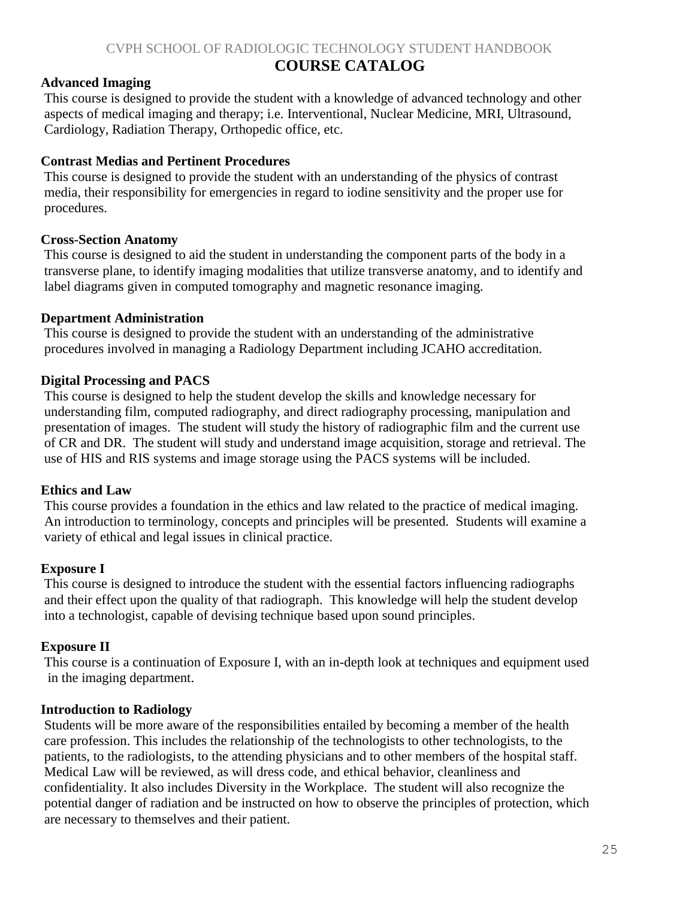# COURSE CATALOG

**Advanced Imaging**

This course is designed to provide the student with a knowledge of advanced technology and other aspects of medical imaging and therapy; i.e. Interventional, Nuclear Medicine, MRI, Ultrasound, Cardiology, Radiation Therapy, Orthopedic office, etc.

**Contrast Medias and Pertinent Procedures**

This course is designed to provide the student with an understanding of the physics of contrast media, their responsibility for emergencies in regard to iodine sensitivity and the proper use for procedures.

**Cross-Section Anatomy**

This course is designed to aid the student in understanding the component parts of the body in a transverse plane, to identify imaging modalities that utilize transverse anatomy, and to identify and label diagrams given in computed tomography and magnetic resonance imaging.

**Department Administration**

This course is designed to provide the student with an understanding of the administrative procedures involved in managing a Radiology Department including JCAHO accreditation.

**Digital Processing and PACS**

This course is designed to help the student develop the skills and knowledge necessary for understanding film, computed radiography, and direct radiography processing, manipulation and presentation of images. The student will study the history of radiographic film and the current use of CR and DR. The student will study and understand image acquisition, storage and retrieval. The use of HIS and RIS systems and image storage using the PACS systems will be included.

**Ethics and Law**

This course provides a foundation in the ethics and law related to the practice of medical imaging. An introduction to terminology, concepts and principles will be presented. Students will examine a variety of ethical and legal issues in clinical practice.

**Exposure I**

This course is designed to introduce the student with the essential factors influencing radiographs and their effect upon the quality of that radiograph. This knowledge will help the student develop into a technologist, capable of devising technique based upon sound principles.

**Exposure II**

This course is a continuation of Exposure I, with an in-depth look at techniques and equipment used in the imaging department.

**Introduction to Radiology**

Students will be more aware of the responsibilities entailed by becoming a member of the health care profession. This includes the relationship of the technologists to other technologists, to the patients, to the radiologists, to the attending physicians and to other members of the hospital staff. Medical Law will be reviewed, as will dress code, and ethical behavior, cleanliness and confidentiality. It also includes Diversity in the Workplace. The student will also recognize the potential danger of radiation and be instructed on how to observe the principles of protection, which are necessary to themselves and their patient.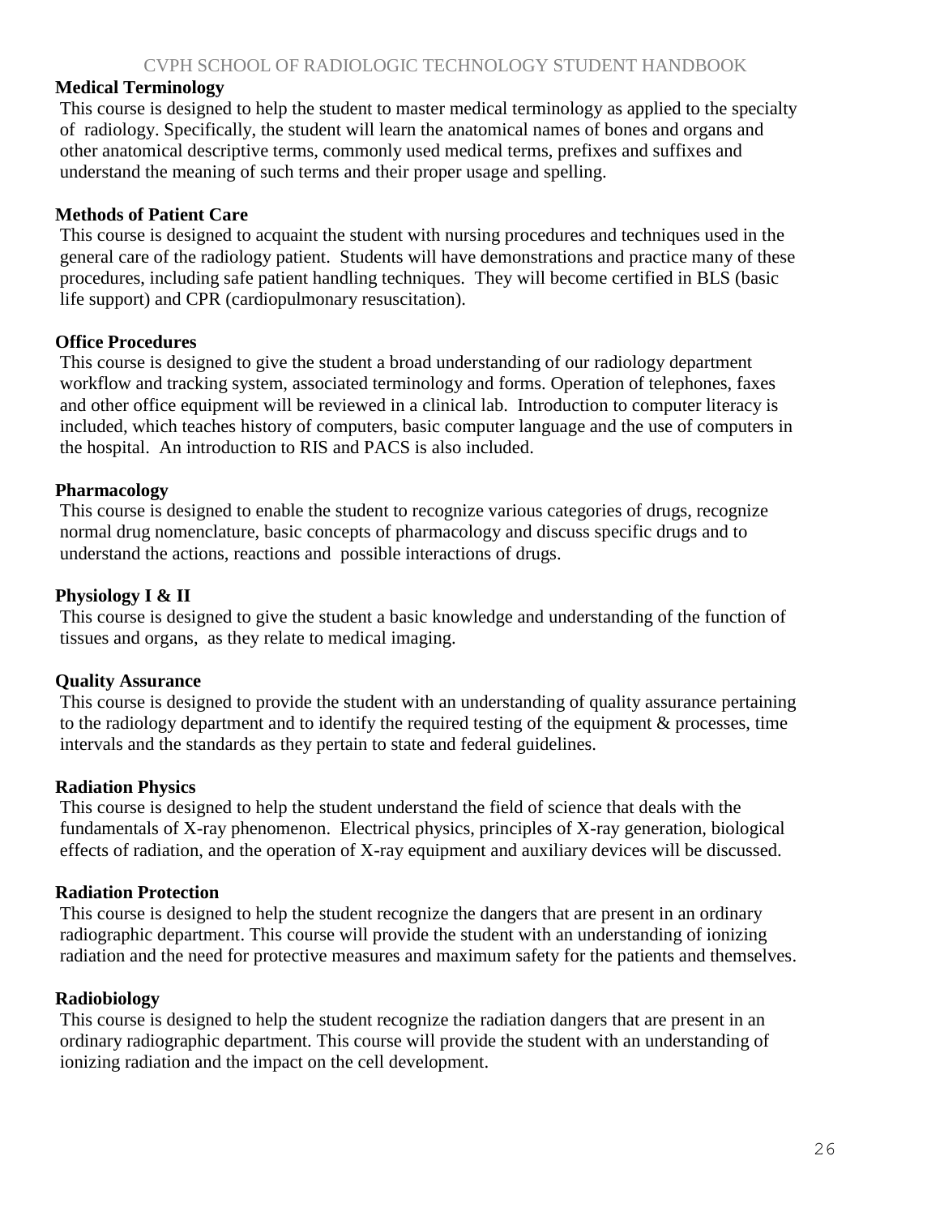**Medical Terminology**

This course is designed to help the student to master medical terminology as applied to the specialty of radiology. Specifically, the student will learn the anatomical names of bones and organs and other anatomical descriptive terms, commonly used medical terms, prefixes and suffixes and understand the meaning of such terms and their proper usage and spelling.

**Methods of Patient Care**

This course is designed to acquaint the student with nursing procedures and techniques used in the general care of the radiology patient. Students will have demonstrations and practice many of these procedures, including safe patient handling techniques. They will become certified in BLS (basic life support) and CPR (cardiopulmonary resuscitation).

**Office Procedures**

This course is designed to give the student a broad understanding of our radiology department workflow and tracking system, associated terminology and forms. Operation of telephones, faxes and other office equipment will be reviewed in a clinical lab. Introduction to computer literacy is included, which teaches history of computers, basic computer language and the use of computers in the hospital. An introduction to RIS and PACS is also included.

**Pharmacology**

This course is designed to enable the student to recognize various categories of drugs, recognize normal drug nomenclature, basic concepts of pharmacology and discuss specific drugs and to understand the actions, reactions and possible interactions of drugs.

**Physiology I & II**

This course is designed to give the student a basic knowledge and understanding of the function of tissues and organs, as they relate to medical imaging.

**Quality Assurance**

This course is designed to provide the student with an understanding of quality assurance pertaining to the radiology department and to identify the required testing of the equipment & processes, time intervals and the standards as they pertain to state and federal guidelines.

**Radiation Physics**

This course is designed to help the student understand the field of science that deals with the fundamentals of X-ray phenomenon. Electrical physics, principles of X-ray generation, biological effects of radiation, and the operation of X-ray equipment and auxiliary devices will be discussed.

**Radiation Protection**

This course is designed to help the student recognize the dangers that are present in an ordinary radiographic department. This course will provide the student with an understanding of ionizing radiation and the need for protective measures and maximum safety for the patients and themselves.

**Radiobiology**

This course is designed to help the student recognize the radiation dangers that are present in an ordinary radiographic department. This course will provide the student with an understanding of ionizing radiation and the impact on the cell development.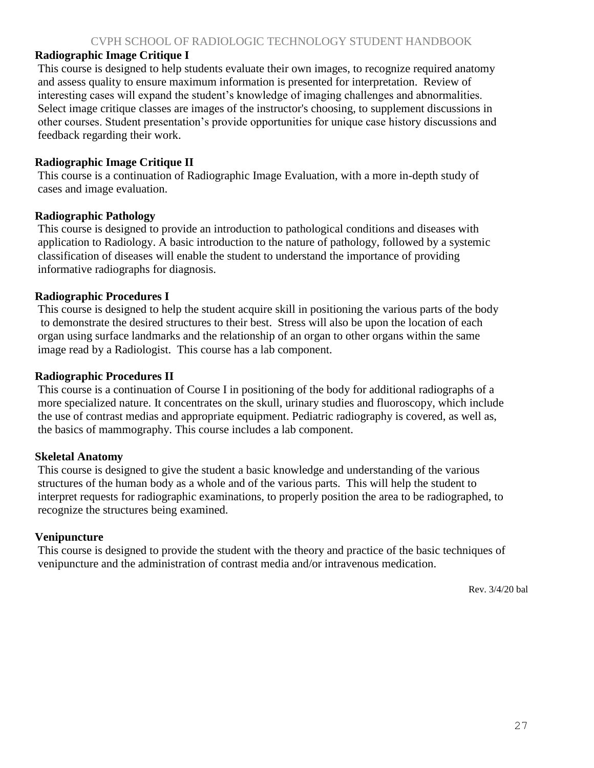**Radiographic Image Critique I**

This course is designed to help students evaluate their own images, to recognize required anatomy and assess quality to ensure maximum information is presented for interpretation. Review of interesting cases will expand the student's knowledge of imaging challenges and abnormalities. Select image critique classes are images of the instructor's choosing, to supplement discussions in other courses. Student presentation's provide opportunities for unique case history discussions and feedback regarding their work.

**Radiographic Image Critique II**

This course is a continuation of Radiographic Image Evaluation, with a more in-depth study of cases and image evaluation.

**Radiographic Pathology**

This course is designed to provide an introduction to pathological conditions and diseases with application to Radiology. A basic introduction to the nature of pathology, followed by a systemic classification of diseases will enable the student to understand the importance of providing informative radiographs for diagnosis.

**Radiographic Procedures I**

This course is designed to help the student acquire skill in positioning the various parts of the body to demonstrate the desired structures to their best. Stress will also be upon the location of each organ using surface landmarks and the relationship of an organ to other organs within the same image read by a Radiologist. This course has a lab component.

**Radiographic Procedures II**

This course is a continuation of Course I in positioning of the body for additional radiographs of a more specialized nature. It concentrates on the skull, urinary studies and fluoroscopy, which include the use of contrast medias and appropriate equipment. Pediatric radiography is covered, as well as, the basics of mammography. This course includes a lab component.

**Skeletal Anatomy**

This course is designed to give the student a basic knowledge and understanding of the various structures of the human body as a whole and of the various parts. This will help the student to interpret requests for radiographic examinations, to properly position the area to be radiographed, to recognize the structures being examined.

**Venipuncture**

This course is designed to provide the student with the theory and practice of the basic techniques of venipuncture and the administration of contrast media and/or intravenous medication.

Rev. 3/4/20 bal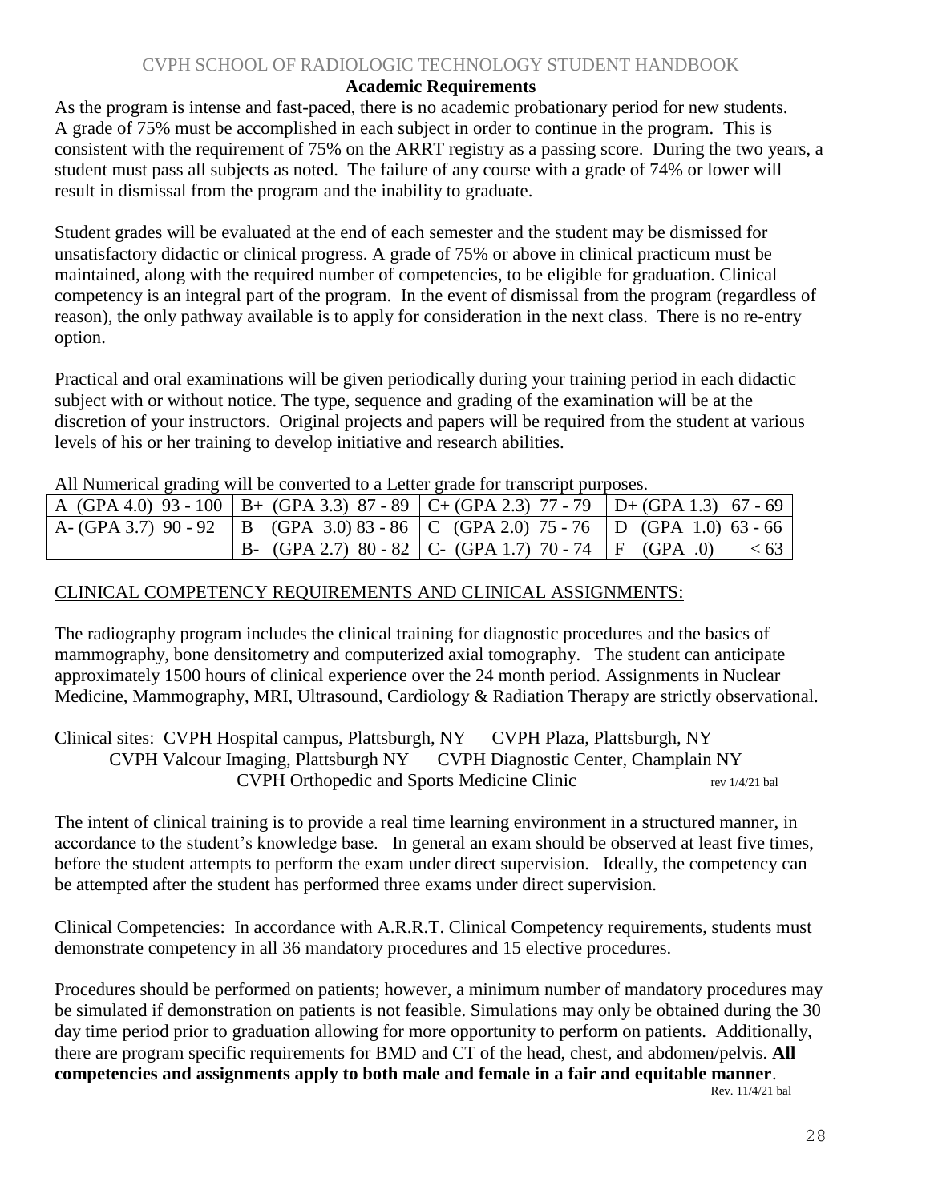## Academic Requirements

As the program is intense and fast-paced, there is no academic probationary period for new students. A grade of 75% must be accomplished in each subject in order to continue in the program. This is consistent with the requirement of 75% on the ARRT registry as a passing score. During the two years, a student must pass all subjects as noted. The failure of any course with a grade of 74% or lower will result in dismissal from the program and the inability to graduate.

Student grades will be evaluated at the end of each semester and the student may be dismissed for unsatisfactory didactic or clinical progress. A grade of 75% or above in clinical practicum must be maintained, along with the required number of competencies, to be eligible for graduation. Clinical competency is an integral part of the program. In the event of dismissal from the program (regardless of reason), the only pathway available is to apply for consideration in the next class. There is no re-entry option.

Practical and oral examinations will be given periodically during your training period in each didactic subject <u>with or without notice.</u> The type, sequence and grading of the examination will be at the discretion of your instructors. Original projects and papers will be required from the student at various levels of his or her training to develop initiative and research abilities.

All Numerical grading will be converted to a Letter grade for transcript purposes.

| | | | |
|---|---|---|---|
| A (GPA 4.0) 93 - 100 | B+ (GPA 3.3) 87 - 89 | C+ (GPA 2.3) 77 - 79 | D+ (GPA 1.3) 67 - 69 |
| A- (GPA 3.7) 90 - 92 | B (GPA 3.0) 83 - 86 | C (GPA 2.0) 75 - 76 | D (GPA 1.0) 63 - 66 |
| | B- (GPA 2.7) 80 - 82 | C- (GPA 1.7) 70 - 74 | F (GPA .0) < 63 |

<u>CLINICAL COMPETENCY REQUIREMENTS AND CLINICAL ASSIGNMENTS:</u>

The radiography program includes the clinical training for diagnostic procedures and the basics of mammography, bone densitometry and computerized axial tomography. The student can anticipate approximately 1500 hours of clinical experience over the 24 month period. Assignments in Nuclear Medicine, Mammography, MRI, Ultrasound, Cardiology & Radiation Therapy are strictly observational.

Clinical sites: CVPH Hospital campus, Plattsburgh, NY CVPH Plaza, Plattsburgh, NY
CVPH Valcour Imaging, Plattsburgh NY CVPH Diagnostic Center, Champlain NY
CVPH Orthopedic and Sports Medicine Clinic rev 1/4/21 bal

The intent of clinical training is to provide a real time learning environment in a structured manner, in accordance to the student's knowledge base. In general an exam should be observed at least five times, before the student attempts to perform the exam under direct supervision. Ideally, the competency can be attempted after the student has performed three exams under direct supervision.

Clinical Competencies: In accordance with A.R.R.T. Clinical Competency requirements, students must demonstrate competency in all 36 mandatory procedures and 15 elective procedures.

Procedures should be performed on patients; however, a minimum number of mandatory procedures may be simulated if demonstration on patients is not feasible. Simulations may only be obtained during the 30 day time period prior to graduation allowing for more opportunity to perform on patients. Additionally, there are program specific requirements for BMD and CT of the head, chest, and abdomen/pelvis. **All competencies and assignments apply to both male and female in a fair and equitable manner**.

Rev. 11/4/21 bal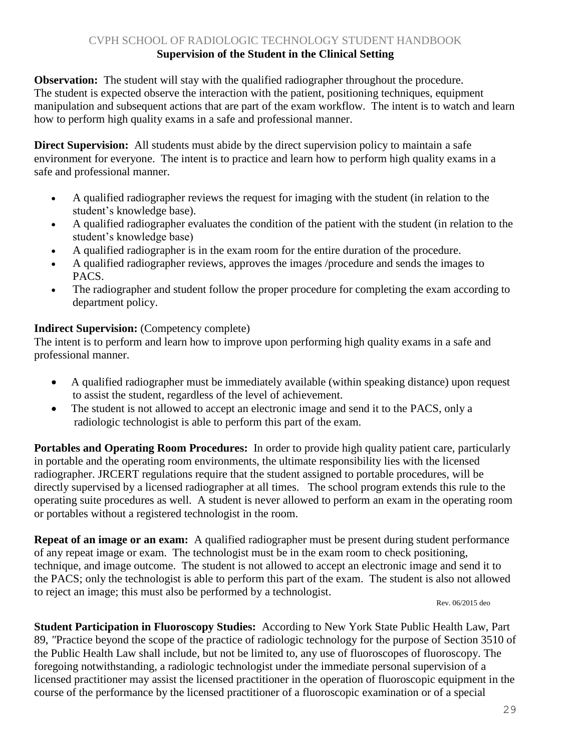## Supervision of the Student in the Clinical Setting

**Observation:** The student will stay with the qualified radiographer throughout the procedure. The student is expected observe the interaction with the patient, positioning techniques, equipment manipulation and subsequent actions that are part of the exam workflow. The intent is to watch and learn how to perform high quality exams in a safe and professional manner.

**Direct Supervision:** All students must abide by the direct supervision policy to maintain a safe environment for everyone. The intent is to practice and learn how to perform high quality exams in a safe and professional manner.

- A qualified radiographer reviews the request for imaging with the student (in relation to the student's knowledge base).
- A qualified radiographer evaluates the condition of the patient with the student (in relation to the student's knowledge base)
- A qualified radiographer is in the exam room for the entire duration of the procedure.
- A qualified radiographer reviews, approves the images /procedure and sends the images to PACS.
- The radiographer and student follow the proper procedure for completing the exam according to department policy.

**Indirect Supervision:** (Competency complete)
The intent is to perform and learn how to improve upon performing high quality exams in a safe and professional manner.

- A qualified radiographer must be immediately available (within speaking distance) upon request to assist the student, regardless of the level of achievement.
- The student is not allowed to accept an electronic image and send it to the PACS, only a radiologic technologist is able to perform this part of the exam.

**Portables and Operating Room Procedures:** In order to provide high quality patient care, particularly in portable and the operating room environments, the ultimate responsibility lies with the licensed radiographer. JRCERT regulations require that the student assigned to portable procedures, will be directly supervised by a licensed radiographer at all times. The school program extends this rule to the operating suite procedures as well. A student is never allowed to perform an exam in the operating room or portables without a registered technologist in the room.

**Repeat of an image or an exam:** A qualified radiographer must be present during student performance of any repeat image or exam. The technologist must be in the exam room to check positioning, technique, and image outcome. The student is not allowed to accept an electronic image and send it to the PACS; only the technologist is able to perform this part of the exam. The student is also not allowed to reject an image; this must also be performed by a technologist.

Rev. 06/2015 deo

**Student Participation in Fluoroscopy Studies:** According to New York State Public Health Law, Part 89, "Practice beyond the scope of the practice of radiologic technology for the purpose of Section 3510 of the Public Health Law shall include, but not be limited to, any use of fluoroscopes of fluoroscopy. The foregoing notwithstanding, a radiologic technologist under the immediate personal supervision of a licensed practitioner may assist the licensed practitioner in the operation of fluoroscopic equipment in the course of the performance by the licensed practitioner of a fluoroscopic examination or of a special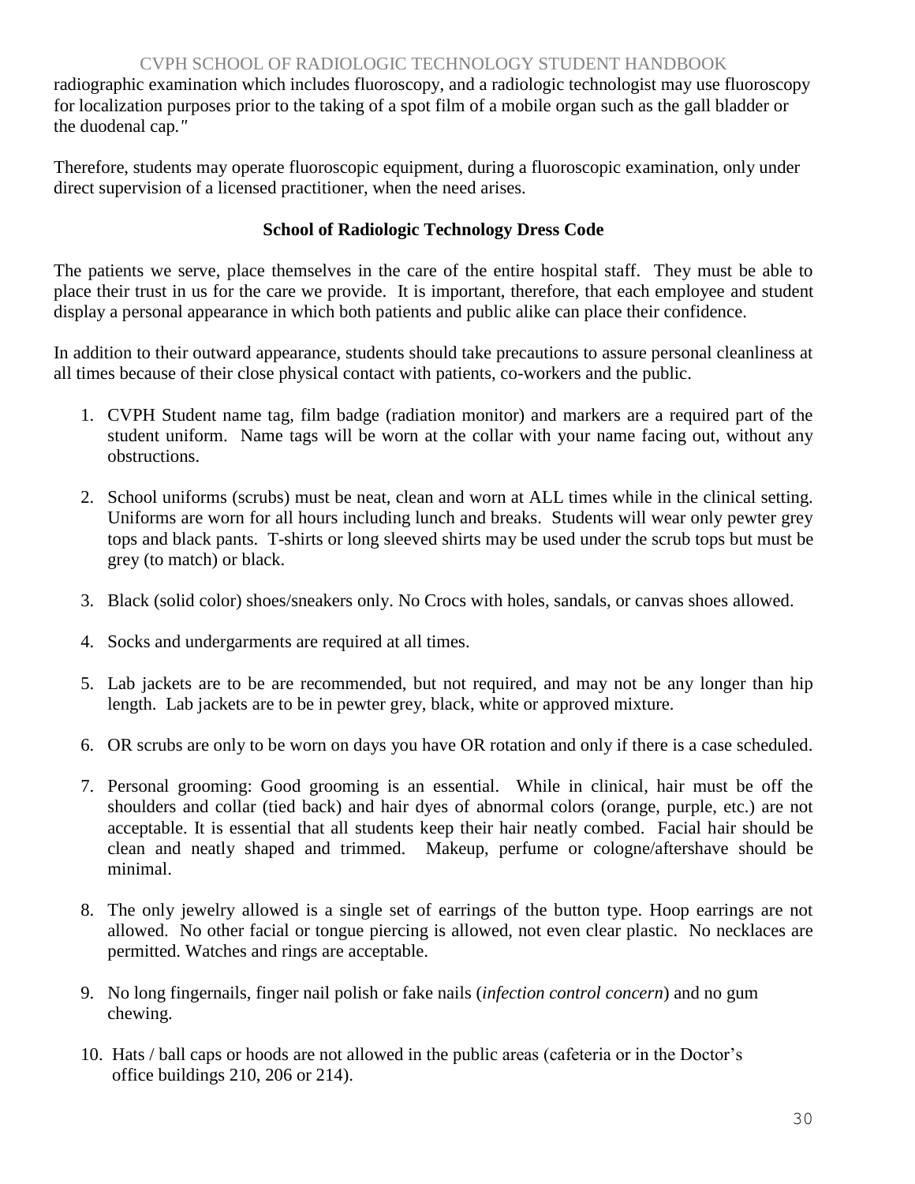radiographic examination which includes fluoroscopy, and a radiologic technologist may use fluoroscopy for localization purposes prior to the taking of a spot film of a mobile organ such as the gall bladder or the duodenal cap."

Therefore, students may operate fluoroscopic equipment, during a fluoroscopic examination, only under direct supervision of a licensed practitioner, when the need arises.

## School of Radiologic Technology Dress Code

The patients we serve, place themselves in the care of the entire hospital staff. They must be able to place their trust in us for the care we provide. It is important, therefore, that each employee and student display a personal appearance in which both patients and public alike can place their confidence.

In addition to their outward appearance, students should take precautions to assure personal cleanliness at all times because of their close physical contact with patients, co-workers and the public.

1. CVPH Student name tag, film badge (radiation monitor) and markers are a required part of the student uniform. Name tags will be worn at the collar with your name facing out, without any obstructions.
2. School uniforms (scrubs) must be neat, clean and worn at ALL times while in the clinical setting. Uniforms are worn for all hours including lunch and breaks. Students will wear only pewter grey tops and black pants. T-shirts or long sleeved shirts may be used under the scrub tops but must be grey (to match) or black.
3. Black (solid color) shoes/sneakers only. No Crocs with holes, sandals, or canvas shoes allowed.
4. Socks and undergarments are required at all times.
5. Lab jackets are to be are recommended, but not required, and may not be any longer than hip length. Lab jackets are to be in pewter grey, black, white or approved mixture.
6. OR scrubs are only to be worn on days you have OR rotation and only if there is a case scheduled.
7. Personal grooming: Good grooming is an essential. While in clinical, hair must be off the shoulders and collar (tied back) and hair dyes of abnormal colors (orange, purple, etc.) are not acceptable. It is essential that all students keep their hair neatly combed. Facial hair should be clean and neatly shaped and trimmed. Makeup, perfume or cologne/aftershave should be minimal.
8. The only jewelry allowed is a single set of earrings of the button type. Hoop earrings are not allowed. No other facial or tongue piercing is allowed, not even clear plastic. No necklaces are permitted. Watches and rings are acceptable.
9. No long fingernails, finger nail polish or fake nails (*infection control concern*) and no gum chewing.
10. Hats / ball caps or hoods are not allowed in the public areas (cafeteria or in the Doctor's office buildings 210, 206 or 214).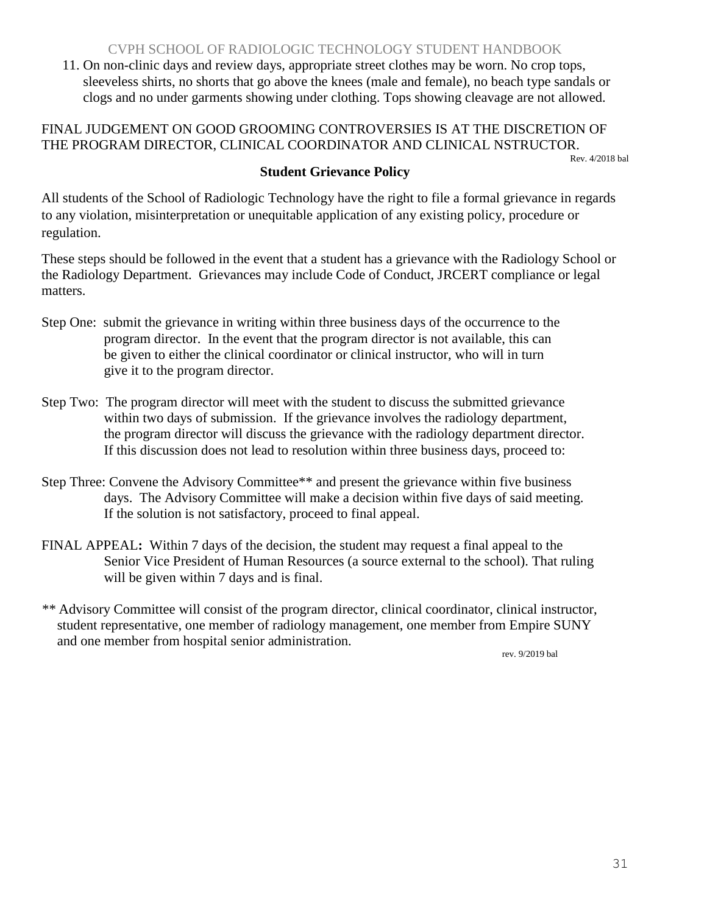11. On non-clinic days and review days, appropriate street clothes may be worn. No crop tops, sleeveless shirts, no shorts that go above the knees (male and female), no beach type sandals or clogs and no under garments showing under clothing. Tops showing cleavage are not allowed.

FINAL JUDGEMENT ON GOOD GROOMING CONTROVERSIES IS AT THE DISCRETION OF THE PROGRAM DIRECTOR, CLINICAL COORDINATOR AND CLINICAL NSTRUCTOR.

Rev. 4/2018 bal

## Student Grievance Policy

All students of the School of Radiologic Technology have the right to file a formal grievance in regards to any violation, misinterpretation or unequitable application of any existing policy, procedure or regulation.

These steps should be followed in the event that a student has a grievance with the Radiology School or the Radiology Department. Grievances may include Code of Conduct, JRCERT compliance or legal matters.

Step One: submit the grievance in writing within three business days of the occurrence to the program director. In the event that the program director is not available, this can be given to either the clinical coordinator or clinical instructor, who will in turn give it to the program director.

Step Two: The program director will meet with the student to discuss the submitted grievance within two days of submission. If the grievance involves the radiology department, the program director will discuss the grievance with the radiology department director. If this discussion does not lead to resolution within three business days, proceed to:

Step Three: Convene the Advisory Committee** and present the grievance within five business days. The Advisory Committee will make a decision within five days of said meeting. If the solution is not satisfactory, proceed to final appeal.

FINAL APPEAL**:** Within 7 days of the decision, the student may request a final appeal to the Senior Vice President of Human Resources (a source external to the school). That ruling will be given within 7 days and is final.

** Advisory Committee will consist of the program director, clinical coordinator, clinical instructor, student representative, one member of radiology management, one member from Empire SUNY and one member from hospital senior administration.

rev. 9/2019 bal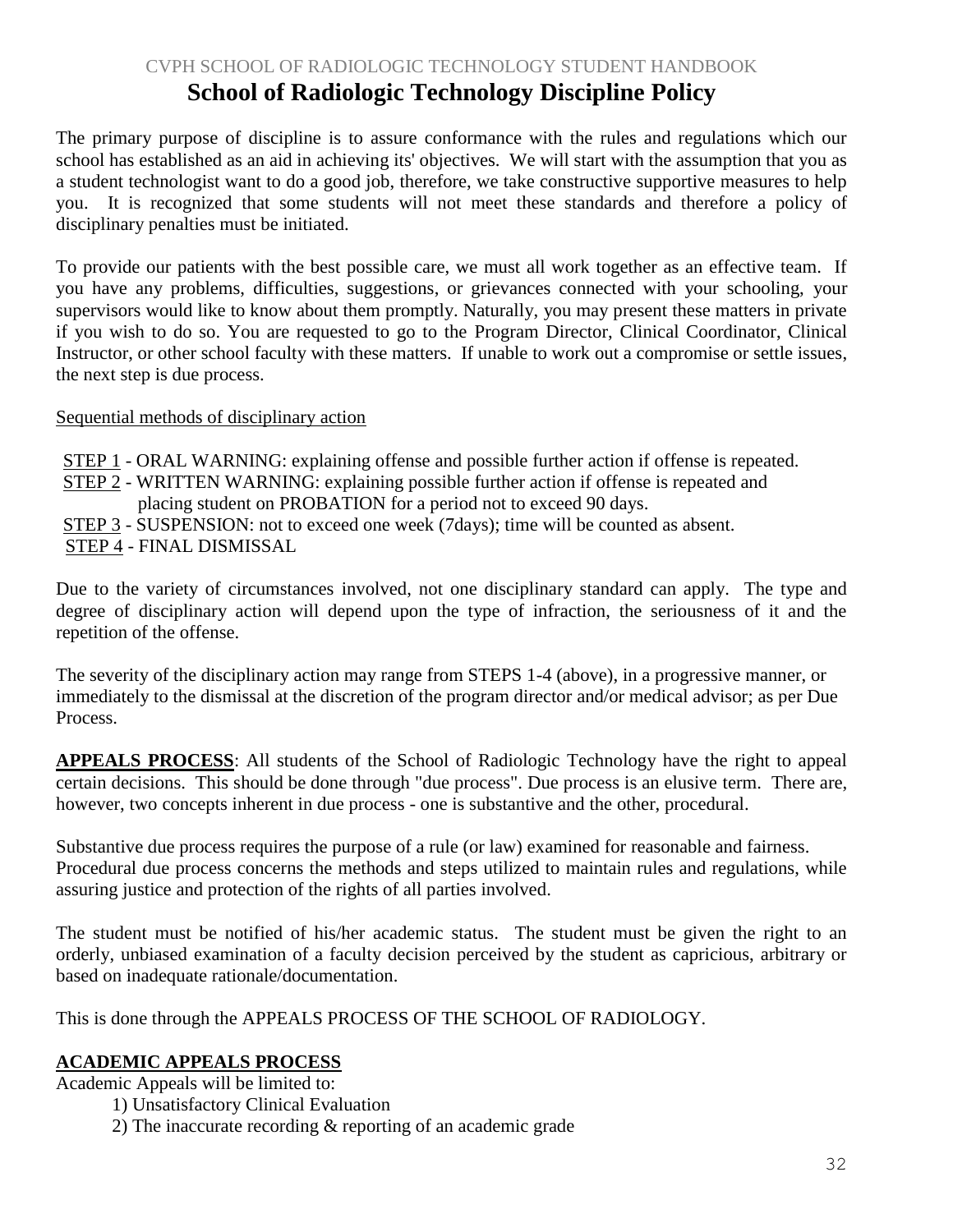# School of Radiologic Technology Discipline Policy

The primary purpose of discipline is to assure conformance with the rules and regulations which our school has established as an aid in achieving its' objectives. We will start with the assumption that you as a student technologist want to do a good job, therefore, we take constructive supportive measures to help you. It is recognized that some students will not meet these standards and therefore a policy of disciplinary penalties must be initiated.

To provide our patients with the best possible care, we must all work together as an effective team. If you have any problems, difficulties, suggestions, or grievances connected with your schooling, your supervisors would like to know about them promptly. Naturally, you may present these matters in private if you wish to do so. You are requested to go to the Program Director, Clinical Coordinator, Clinical Instructor, or other school faculty with these matters. If unable to work out a compromise or settle issues, the next step is due process.

<u>Sequential methods of disciplinary action</u>

<u>STEP 1</u> - ORAL WARNING: explaining offense and possible further action if offense is repeated.
<u>STEP 2</u> - WRITTEN WARNING: explaining possible further action if offense is repeated and placing student on PROBATION for a period not to exceed 90 days.
<u>STEP 3</u> - SUSPENSION: not to exceed one week (7days); time will be counted as absent.
<u>STEP 4</u> - FINAL DISMISSAL

Due to the variety of circumstances involved, not one disciplinary standard can apply. The type and degree of disciplinary action will depend upon the type of infraction, the seriousness of it and the repetition of the offense.

The severity of the disciplinary action may range from STEPS 1-4 (above), in a progressive manner, or immediately to the dismissal at the discretion of the program director and/or medical advisor; as per Due Process.

**<u>APPEALS PROCESS</u>**: All students of the School of Radiologic Technology have the right to appeal certain decisions. This should be done through "due process". Due process is an elusive term. There are, however, two concepts inherent in due process - one is substantive and the other, procedural.

Substantive due process requires the purpose of a rule (or law) examined for reasonable and fairness. Procedural due process concerns the methods and steps utilized to maintain rules and regulations, while assuring justice and protection of the rights of all parties involved.

The student must be notified of his/her academic status. The student must be given the right to an orderly, unbiased examination of a faculty decision perceived by the student as capricious, arbitrary or based on inadequate rationale/documentation.

This is done through the APPEALS PROCESS OF THE SCHOOL OF RADIOLOGY.

**<u>ACADEMIC APPEALS PROCESS</u>**

Academic Appeals will be limited to:

1) Unsatisfactory Clinical Evaluation
2) The inaccurate recording & reporting of an academic grade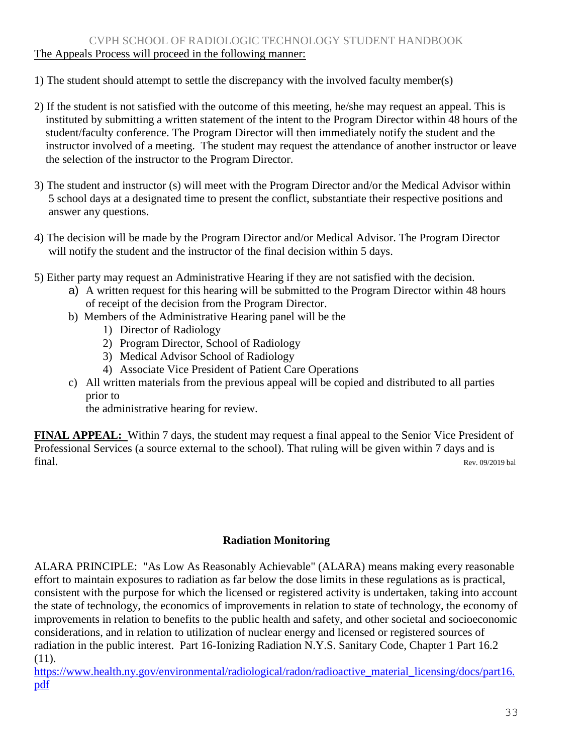The Appeals Process will proceed in the following manner:

1) The student should attempt to settle the discrepancy with the involved faculty member(s)

2) If the student is not satisfied with the outcome of this meeting, he/she may request an appeal. This is instituted by submitting a written statement of the intent to the Program Director within 48 hours of the student/faculty conference. The Program Director will then immediately notify the student and the instructor involved of a meeting. The student may request the attendance of another instructor or leave the selection of the instructor to the Program Director.

3) The student and instructor (s) will meet with the Program Director and/or the Medical Advisor within 5 school days at a designated time to present the conflict, substantiate their respective positions and answer any questions.

4) The decision will be made by the Program Director and/or Medical Advisor. The Program Director will notify the student and the instructor of the final decision within 5 days.

5) Either party may request an Administrative Hearing if they are not satisfied with the decision.
   a) A written request for this hearing will be submitted to the Program Director within 48 hours of receipt of the decision from the Program Director.
   b) Members of the Administrative Hearing panel will be the
      1) Director of Radiology
      2) Program Director, School of Radiology
      3) Medical Advisor School of Radiology
      4) Associate Vice President of Patient Care Operations
   c) All written materials from the previous appeal will be copied and distributed to all parties prior to
      the administrative hearing for review.

**FINAL APPEAL:** Within 7 days, the student may request a final appeal to the Senior Vice President of Professional Services (a source external to the school). That ruling will be given within 7 days and is final. Rev. 09/2019 bal

## Radiation Monitoring

ALARA PRINCIPLE: "As Low As Reasonably Achievable" (ALARA) means making every reasonable effort to maintain exposures to radiation as far below the dose limits in these regulations as is practical, consistent with the purpose for which the licensed or registered activity is undertaken, taking into account the state of technology, the economics of improvements in relation to state of technology, the economy of improvements in relation to benefits to the public health and safety, and other societal and socioeconomic considerations, and in relation to utilization of nuclear energy and licensed or registered sources of radiation in the public interest. Part 16-Ionizing Radiation N.Y.S. Sanitary Code, Chapter 1 Part 16.2 (11).
https://www.health.ny.gov/environmental/radiological/radon/radioactive_material_licensing/docs/part16.pdf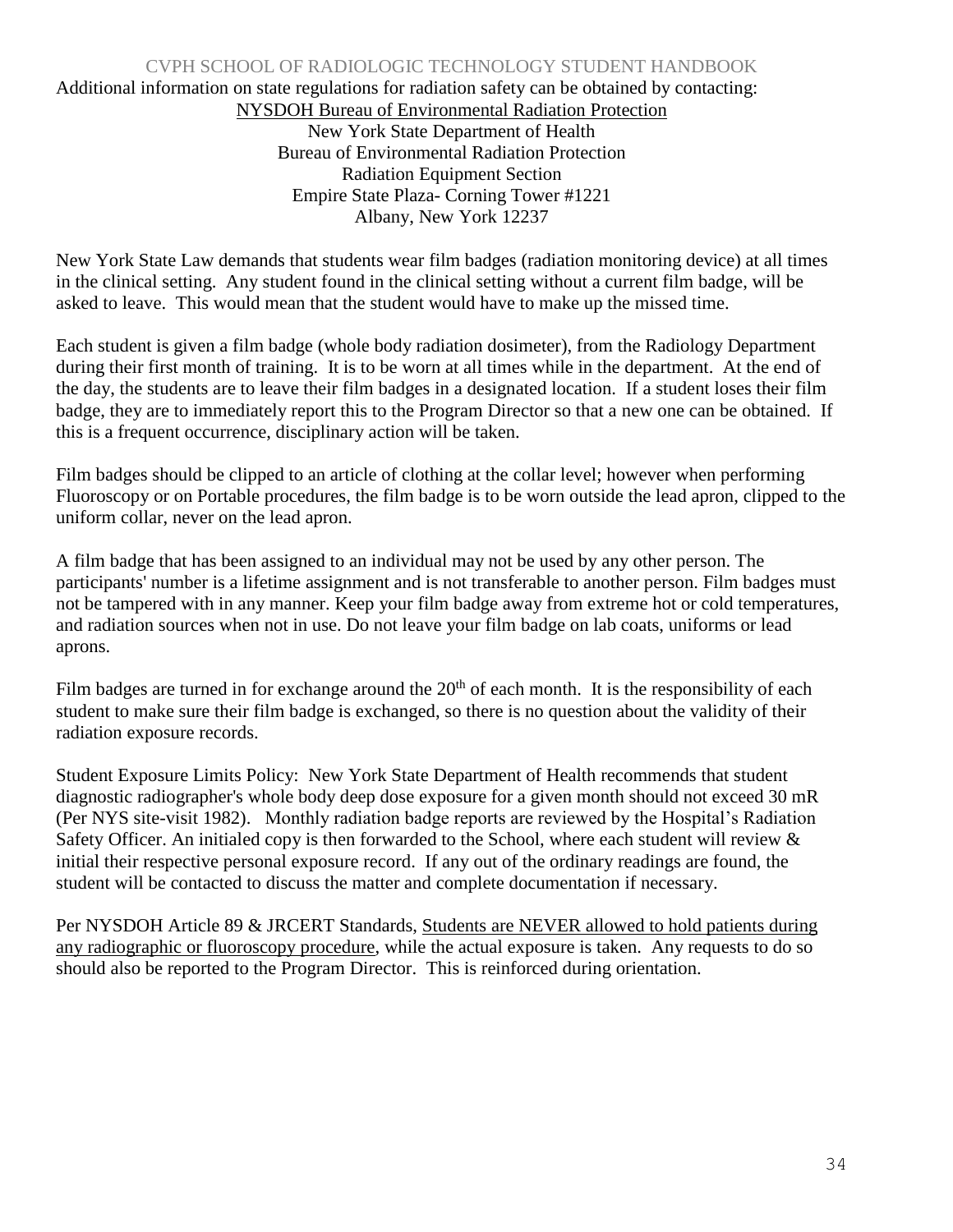Additional information on state regulations for radiation safety can be obtained by contacting:

NYSDOH Bureau of Environmental Radiation Protection
New York State Department of Health
Bureau of Environmental Radiation Protection
Radiation Equipment Section
Empire State Plaza- Corning Tower #1221
Albany, New York 12237

New York State Law demands that students wear film badges (radiation monitoring device) at all times in the clinical setting. Any student found in the clinical setting without a current film badge, will be asked to leave. This would mean that the student would have to make up the missed time.

Each student is given a film badge (whole body radiation dosimeter), from the Radiology Department during their first month of training. It is to be worn at all times while in the department. At the end of the day, the students are to leave their film badges in a designated location. If a student loses their film badge, they are to immediately report this to the Program Director so that a new one can be obtained. If this is a frequent occurrence, disciplinary action will be taken.

Film badges should be clipped to an article of clothing at the collar level; however when performing Fluoroscopy or on Portable procedures, the film badge is to be worn outside the lead apron, clipped to the uniform collar, never on the lead apron.

A film badge that has been assigned to an individual may not be used by any other person. The participants' number is a lifetime assignment and is not transferable to another person. Film badges must not be tampered with in any manner. Keep your film badge away from extreme hot or cold temperatures, and radiation sources when not in use. Do not leave your film badge on lab coats, uniforms or lead aprons.

Film badges are turned in for exchange around the 20th of each month. It is the responsibility of each student to make sure their film badge is exchanged, so there is no question about the validity of their radiation exposure records.

Student Exposure Limits Policy: New York State Department of Health recommends that student diagnostic radiographer's whole body deep dose exposure for a given month should not exceed 30 mR (Per NYS site-visit 1982). Monthly radiation badge reports are reviewed by the Hospital's Radiation Safety Officer. An initialed copy is then forwarded to the School, where each student will review & initial their respective personal exposure record. If any out of the ordinary readings are found, the student will be contacted to discuss the matter and complete documentation if necessary.

Per NYSDOH Article 89 & JRCERT Standards, Students are NEVER allowed to hold patients during any radiographic or fluoroscopy procedure, while the actual exposure is taken. Any requests to do so should also be reported to the Program Director. This is reinforced during orientation.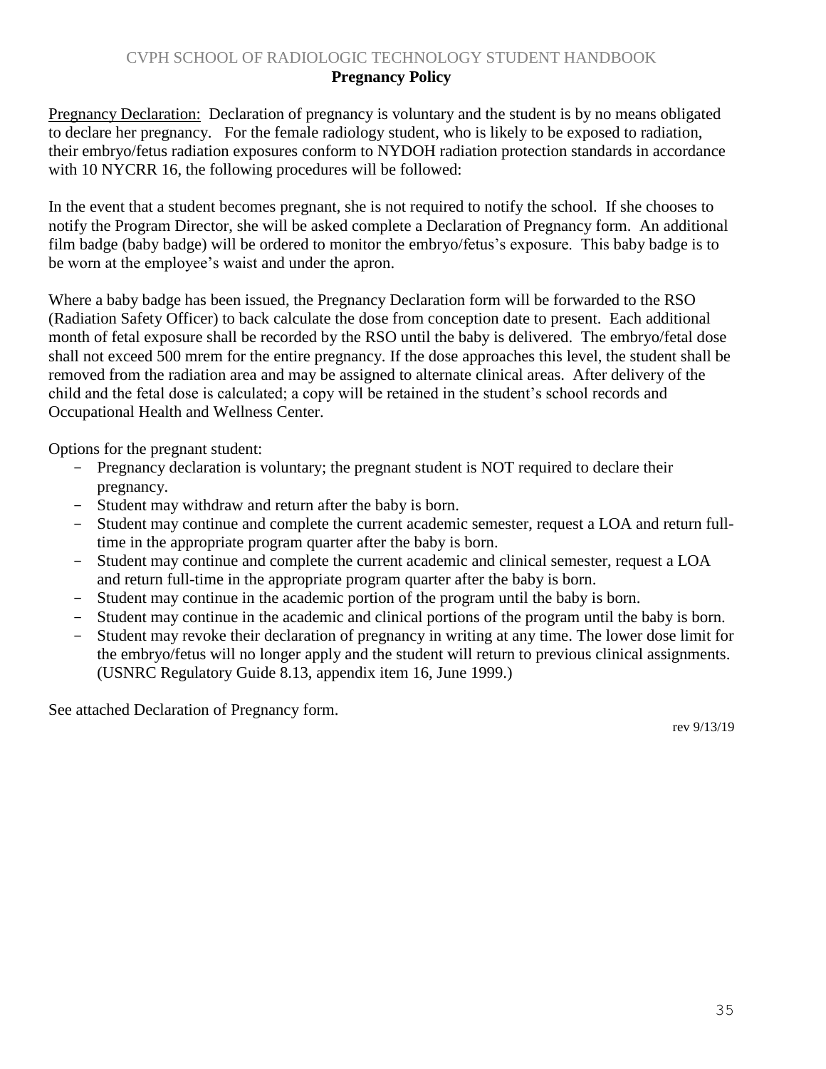CVPH SCHOOL OF RADIOLOGIC TECHNOLOGY STUDENT HANDBOOK

## Pregnancy Policy

Pregnancy Declaration: Declaration of pregnancy is voluntary and the student is by no means obligated to declare her pregnancy. For the female radiology student, who is likely to be exposed to radiation, their embryo/fetus radiation exposures conform to NYDOH radiation protection standards in accordance with 10 NYCRR 16, the following procedures will be followed:

In the event that a student becomes pregnant, she is not required to notify the school. If she chooses to notify the Program Director, she will be asked complete a Declaration of Pregnancy form. An additional film badge (baby badge) will be ordered to monitor the embryo/fetus's exposure. This baby badge is to be worn at the employee's waist and under the apron.

Where a baby badge has been issued, the Pregnancy Declaration form will be forwarded to the RSO (Radiation Safety Officer) to back calculate the dose from conception date to present. Each additional month of fetal exposure shall be recorded by the RSO until the baby is delivered. The embryo/fetal dose shall not exceed 500 mrem for the entire pregnancy. If the dose approaches this level, the student shall be removed from the radiation area and may be assigned to alternate clinical areas. After delivery of the child and the fetal dose is calculated; a copy will be retained in the student's school records and Occupational Health and Wellness Center.

Options for the pregnant student:

- Pregnancy declaration is voluntary; the pregnant student is NOT required to declare their pregnancy.
- Student may withdraw and return after the baby is born.
- Student may continue and complete the current academic semester, request a LOA and return full-time in the appropriate program quarter after the baby is born.
- Student may continue and complete the current academic and clinical semester, request a LOA and return full-time in the appropriate program quarter after the baby is born.
- Student may continue in the academic portion of the program until the baby is born.
- Student may continue in the academic and clinical portions of the program until the baby is born.
- Student may revoke their declaration of pregnancy in writing at any time. The lower dose limit for the embryo/fetus will no longer apply and the student will return to previous clinical assignments. (USNRC Regulatory Guide 8.13, appendix item 16, June 1999.)

See attached Declaration of Pregnancy form.

rev 9/13/19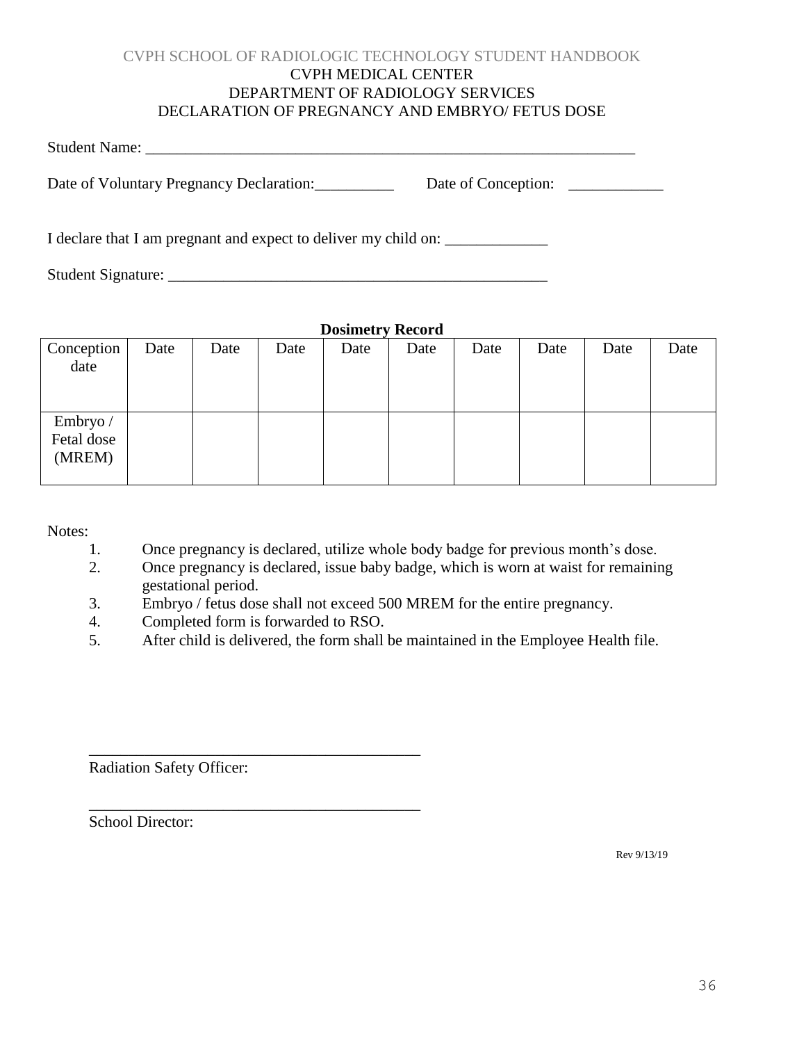CVPH SCHOOL OF RADIOLOGIC TECHNOLOGY STUDENT HANDBOOK

CVPH MEDICAL CENTER

DEPARTMENT OF RADIOLOGY SERVICES

DECLARATION OF PREGNANCY AND EMBRYO/ FETUS DOSE

Student Name: ________________________________________________________________

Date of Voluntary Pregnancy Declaration:__________ Date of Conception: ____________

I declare that I am pregnant and expect to deliver my child on: _____________

Student Signature: ________________________________________________

**Dosimetry Record**

| Conception date | Date | Date | Date | Date | Date | Date | Date | Date | Date |
|---|---|---|---|---|---|---|---|---|---|
| Embryo / Fetal dose (MREM) | | | | | | | | | |

Notes:

1. Once pregnancy is declared, utilize whole body badge for previous month's dose.
2. Once pregnancy is declared, issue baby badge, which is worn at waist for remaining gestational period.
3. Embryo / fetus dose shall not exceed 500 MREM for the entire pregnancy.
4. Completed form is forwarded to RSO.
5. After child is delivered, the form shall be maintained in the Employee Health file.

___________________________________________

Radiation Safety Officer:

___________________________________________

School Director:

Rev 9/13/19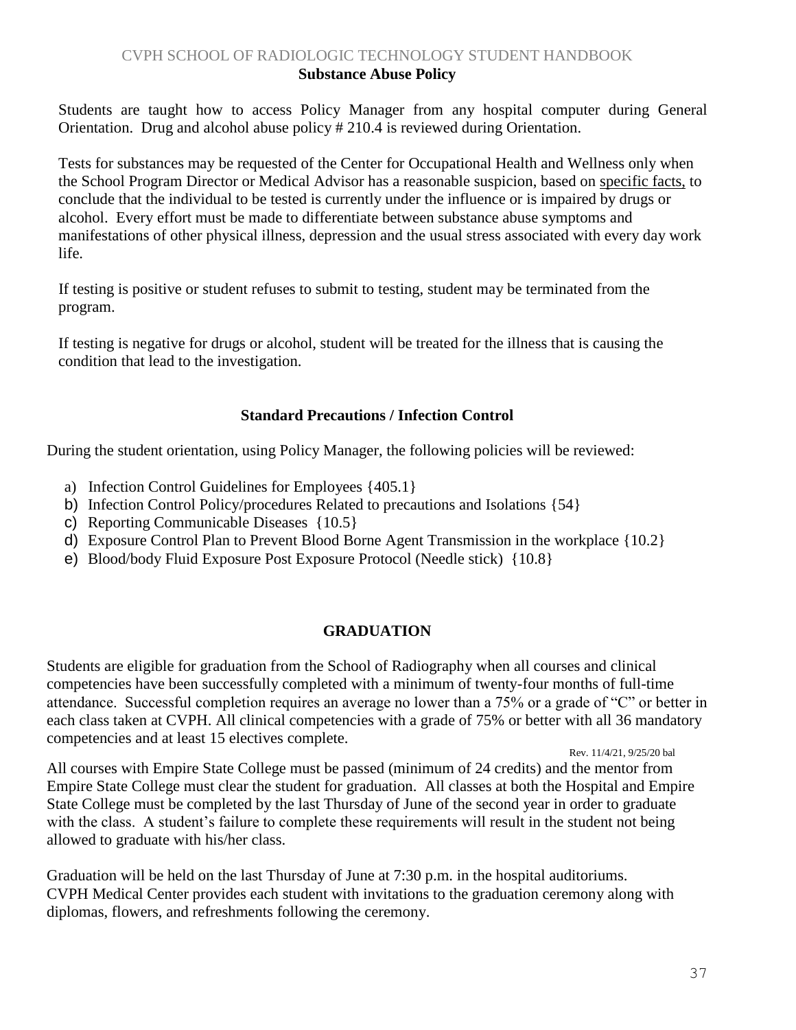## Substance Abuse Policy

Students are taught how to access Policy Manager from any hospital computer during General Orientation. Drug and alcohol abuse policy # 210.4 is reviewed during Orientation.

Tests for substances may be requested of the Center for Occupational Health and Wellness only when the School Program Director or Medical Advisor has a reasonable suspicion, based on specific facts, to conclude that the individual to be tested is currently under the influence or is impaired by drugs or alcohol. Every effort must be made to differentiate between substance abuse symptoms and manifestations of other physical illness, depression and the usual stress associated with every day work life.

If testing is positive or student refuses to submit to testing, student may be terminated from the program.

If testing is negative for drugs or alcohol, student will be treated for the illness that is causing the condition that lead to the investigation.

## Standard Precautions / Infection Control

During the student orientation, using Policy Manager, the following policies will be reviewed:

a) Infection Control Guidelines for Employees {405.1}
b) Infection Control Policy/procedures Related to precautions and Isolations {54}
c) Reporting Communicable Diseases {10.5}
d) Exposure Control Plan to Prevent Blood Borne Agent Transmission in the workplace {10.2}
e) Blood/body Fluid Exposure Post Exposure Protocol (Needle stick) {10.8}

## GRADUATION

Students are eligible for graduation from the School of Radiography when all courses and clinical competencies have been successfully completed with a minimum of twenty-four months of full-time attendance. Successful completion requires an average no lower than a 75% or a grade of "C" or better in each class taken at CVPH. All clinical competencies with a grade of 75% or better with all 36 mandatory competencies and at least 15 electives complete.

Rev. 11/4/21, 9/25/20 bal

All courses with Empire State College must be passed (minimum of 24 credits) and the mentor from Empire State College must clear the student for graduation. All classes at both the Hospital and Empire State College must be completed by the last Thursday of June of the second year in order to graduate with the class. A student's failure to complete these requirements will result in the student not being allowed to graduate with his/her class.

Graduation will be held on the last Thursday of June at 7:30 p.m. in the hospital auditoriums. CVPH Medical Center provides each student with invitations to the graduation ceremony along with diplomas, flowers, and refreshments following the ceremony.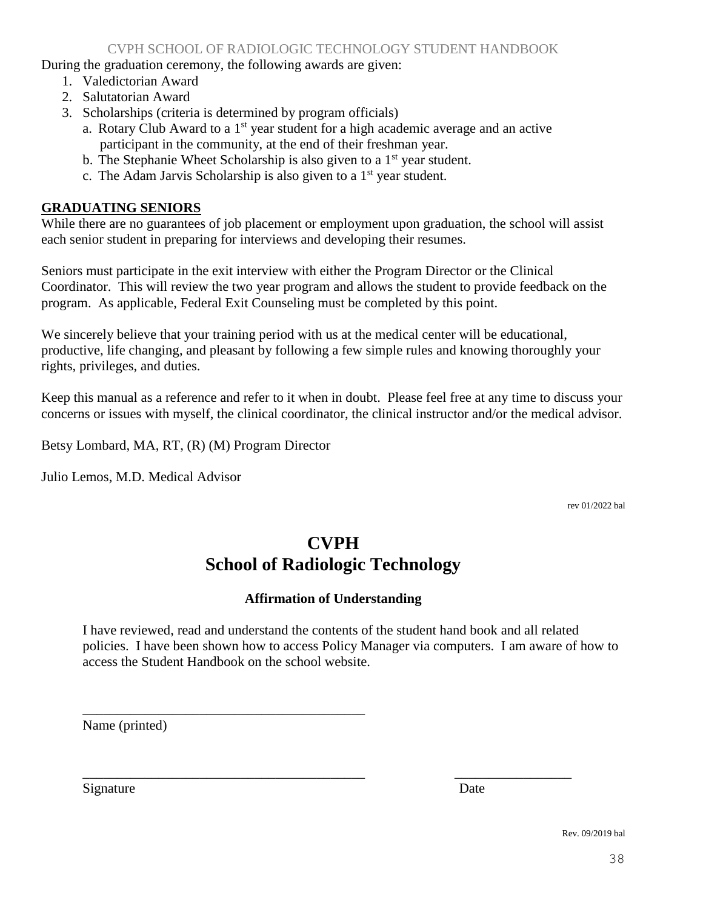During the graduation ceremony, the following awards are given:

1. Valedictorian Award
2. Salutatorian Award
3. Scholarships (criteria is determined by program officials)
   a. Rotary Club Award to a 1st year student for a high academic average and an active participant in the community, at the end of their freshman year.
   b. The Stephanie Wheet Scholarship is also given to a 1st year student.
   c. The Adam Jarvis Scholarship is also given to a 1st year student.

**GRADUATING SENIORS**

While there are no guarantees of job placement or employment upon graduation, the school will assist each senior student in preparing for interviews and developing their resumes.

Seniors must participate in the exit interview with either the Program Director or the Clinical Coordinator. This will review the two year program and allows the student to provide feedback on the program. As applicable, Federal Exit Counseling must be completed by this point.

We sincerely believe that your training period with us at the medical center will be educational, productive, life changing, and pleasant by following a few simple rules and knowing thoroughly your rights, privileges, and duties.

Keep this manual as a reference and refer to it when in doubt. Please feel free at any time to discuss your concerns or issues with myself, the clinical coordinator, the clinical instructor and/or the medical advisor.

Betsy Lombard, MA, RT, (R) (M) Program Director

Julio Lemos, M.D. Medical Advisor

rev 01/2022 bal

# CVPH
# School of Radiologic Technology

### Affirmation of Understanding

I have reviewed, read and understand the contents of the student hand book and all related policies. I have been shown how to access Policy Manager via computers. I am aware of how to access the Student Handbook on the school website.

\_\_\_\_\_\_\_\_\_\_\_\_\_\_\_\_\_\_\_\_\_\_\_\_\_\_\_\_\_\_\_\_\_\_\_\_\_\_\_\_\_\_
Name (printed)

\_\_\_\_\_\_\_\_\_\_\_\_\_\_\_\_\_\_\_\_\_\_\_\_\_\_\_\_\_\_\_\_\_\_\_\_\_\_\_\_\_\_ \_\_\_\_\_\_\_\_\_\_\_\_\_\_\_\_\_
Signature Date

Rev. 09/2019 bal